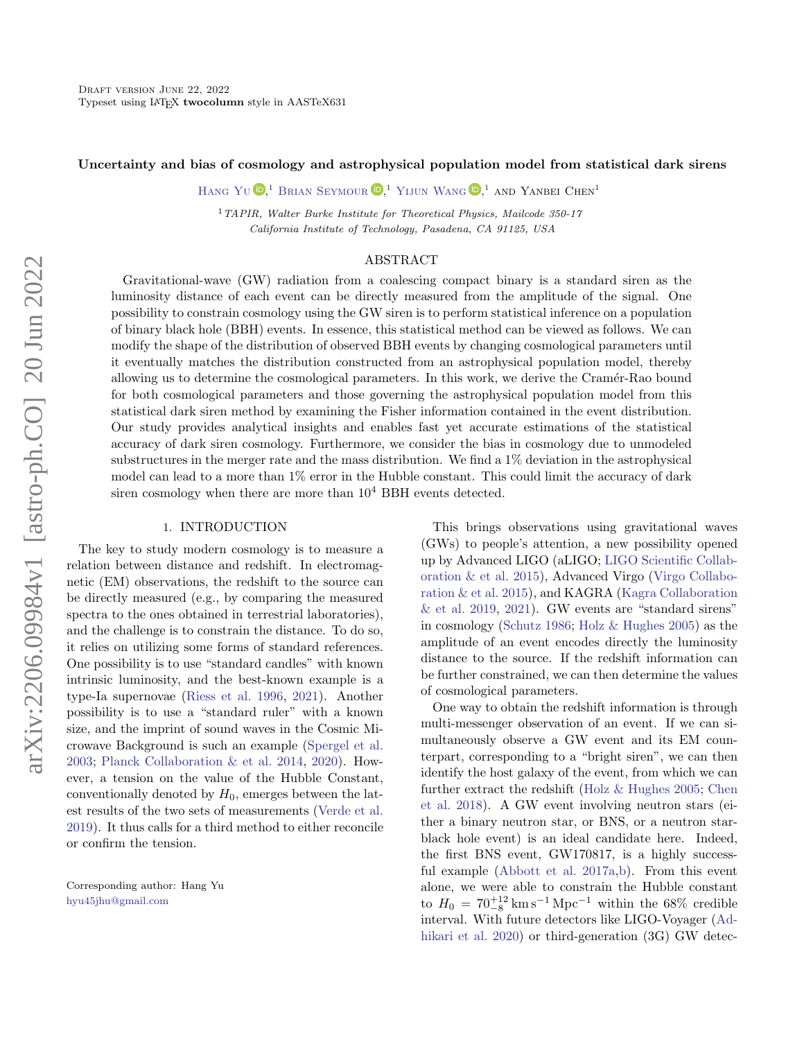Draft version June 22, 2022
Typeset using LaTeX **twocolumn** style in AASTeX631

# Uncertainty and bias of cosmology and astrophysical population model from statistical dark sirens

Hang Yu [1], Brian Seymour [1], Yijun Wang [1], and Yanbei Chen[1]

[1] TAPIR, Walter Burke Institute for Theoretical Physics, Mailcode 350-17
California Institute of Technology, Pasadena, CA 91125, USA

## ABSTRACT

Gravitational-wave (GW) radiation from a coalescing compact binary is a standard siren as the luminosity distance of each event can be directly measured from the amplitude of the signal. One possibility to constrain cosmology using the GW siren is to perform statistical inference on a population of binary black hole (BBH) events. In essence, this statistical method can be viewed as follows. We can modify the shape of the distribution of observed BBH events by changing cosmological parameters until it eventually matches the distribution constructed from an astrophysical population model, thereby allowing us to determine the cosmological parameters. In this work, we derive the Cramér-Rao bound for both cosmological parameters and those governing the astrophysical population model from this statistical dark siren method by examining the Fisher information contained in the event distribution. Our study provides analytical insights and enables fast yet accurate estimations of the statistical accuracy of dark siren cosmology. Furthermore, we consider the bias in cosmology due to unmodeled substructures in the merger rate and the mass distribution. We find a 1% deviation in the astrophysical model can lead to a more than 1% error in the Hubble constant. This could limit the accuracy of dark siren cosmology when there are more than $10^4$ BBH events detected.

## 1. INTRODUCTION

The key to study modern cosmology is to measure a relation between distance and redshift. In electromagnetic (EM) observations, the redshift to the source can be directly measured (e.g., by comparing the measured spectra to the ones obtained in terrestrial laboratories), and the challenge is to constrain the distance. To do so, it relies on utilizing some forms of standard references. One possibility is to use "standard candles" with known intrinsic luminosity, and the best-known example is a type-Ia supernovae (Riess et al. 1996, 2021). Another possibility is to use a "standard ruler" with a known size, and the imprint of sound waves in the Cosmic Microwave Background is such an example (Spergel et al. 2003; Planck Collaboration & et al. 2014, 2020). However, a tension on the value of the Hubble Constant, conventionally denoted by $H_0$, emerges between the latest results of the two sets of measurements (Verde et al. 2019). It thus calls for a third method to either reconcile or confirm the tension.

This brings observations using gravitational waves (GWs) to people's attention, a new possibility opened up by Advanced LIGO (aLIGO; LIGO Scientific Collaboration & et al. 2015), Advanced Virgo (Virgo Collaboration & et al. 2015), and KAGRA (Kagra Collaboration & et al. 2019, 2021). GW events are "standard sirens" in cosmology (Schutz 1986; Holz & Hughes 2005) as the amplitude of an event encodes directly the luminosity distance to the source. If the redshift information can be further constrained, we can then determine the values of cosmological parameters.

One way to obtain the redshift information is through multi-messenger observation of an event. If we can simultaneously observe a GW event and its EM counterpart, corresponding to a "bright siren", we can then identify the host galaxy of the event, from which we can further extract the redshift (Holz & Hughes 2005; Chen et al. 2018). A GW event involving neutron stars (either a binary neutron star, or BNS, or a neutron star-black hole event) is an ideal candidate here. Indeed, the first BNS event, GW170817, is a highly successful example (Abbott et al. 2017a,b). From this event alone, we were able to constrain the Hubble constant to $H_0 = 70^{+12}_{-8}\,\mathrm{km\,s^{-1}\,Mpc^{-1}}$ within the 68% credible interval. With future detectors like LIGO-Voyager (Adhikari et al. 2020) or third-generation (3G) GW detec-

Corresponding author: Hang Yu
hyu45jhu@gmail.com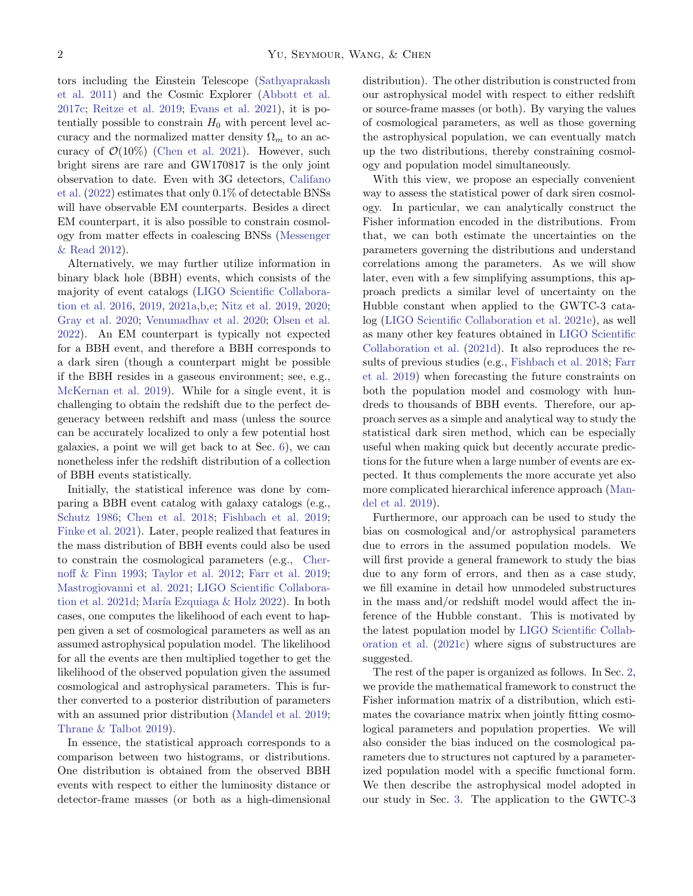tors including the Einstein Telescope (Sathyaprakash et al. 2011) and the Cosmic Explorer (Abbott et al. 2017c; Reitze et al. 2019; Evans et al. 2021), it is potentially possible to constrain $H_0$ with percent level accuracy and the normalized matter density $\Omega_m$ to an accuracy of $\mathcal{O}(10\%)$ (Chen et al. 2021). However, such bright sirens are rare and GW170817 is the only joint observation to date. Even with 3G detectors, Califano et al. (2022) estimates that only 0.1% of detectable BNSs will have observable EM counterparts. Besides a direct EM counterpart, it is also possible to constrain cosmology from matter effects in coalescing BNSs (Messenger & Read 2012).

Alternatively, we may further utilize information in binary black hole (BBH) events, which consists of the majority of event catalogs (LIGO Scientific Collaboration et al. 2016, 2019, 2021a,b,e; Nitz et al. 2019, 2020; Gray et al. 2020; Venumadhav et al. 2020; Olsen et al. 2022). An EM counterpart is typically not expected for a BBH event, and therefore a BBH corresponds to a dark siren (though a counterpart might be possible if the BBH resides in a gaseous environment; see, e.g., McKernan et al. 2019). While for a single event, it is challenging to obtain the redshift due to the perfect degeneracy between redshift and mass (unless the source can be accurately localized to only a few potential host galaxies, a point we will get back to at Sec. 6), we can nonetheless infer the redshift distribution of a collection of BBH events statistically.

Initially, the statistical inference was done by comparing a BBH event catalog with galaxy catalogs (e.g., Schutz 1986; Chen et al. 2018; Fishbach et al. 2019; Finke et al. 2021). Later, people realized that features in the mass distribution of BBH events could also be used to constrain the cosmological parameters (e.g., Chernoff & Finn 1993; Taylor et al. 2012; Farr et al. 2019; Mastrogiovanni et al. 2021; LIGO Scientific Collaboration et al. 2021d; María Ezquiaga & Holz 2022). In both cases, one computes the likelihood of each event to happen given a set of cosmological parameters as well as an assumed astrophysical population model. The likelihood for all the events are then multiplied together to get the likelihood of the observed population given the assumed cosmological and astrophysical parameters. This is further converted to a posterior distribution of parameters with an assumed prior distribution (Mandel et al. 2019; Thrane & Talbot 2019).

In essence, the statistical approach corresponds to a comparison between two histograms, or distributions. One distribution is obtained from the observed BBH events with respect to either the luminosity distance or detector-frame masses (or both as a high-dimensional distribution). The other distribution is constructed from our astrophysical model with respect to either redshift or source-frame masses (or both). By varying the values of cosmological parameters, as well as those governing the astrophysical population, we can eventually match up the two distributions, thereby constraining cosmology and population model simultaneously.

With this view, we propose an especially convenient way to assess the statistical power of dark siren cosmology. In particular, we can analytically construct the Fisher information encoded in the distributions. From that, we can both estimate the uncertainties on the parameters governing the distributions and understand correlations among the parameters. As we will show later, even with a few simplifying assumptions, this approach predicts a similar level of uncertainty on the Hubble constant when applied to the GWTC-3 catalog (LIGO Scientific Collaboration et al. 2021e), as well as many other key features obtained in LIGO Scientific Collaboration et al. (2021d). It also reproduces the results of previous studies (e.g., Fishbach et al. 2018; Farr et al. 2019) when forecasting the future constraints on both the population model and cosmology with hundreds to thousands of BBH events. Therefore, our approach serves as a simple and analytical way to study the statistical dark siren method, which can be especially useful when making quick but decently accurate predictions for the future when a large number of events are expected. It thus complements the more accurate yet also more complicated hierarchical inference approach (Mandel et al. 2019).

Furthermore, our approach can be used to study the bias on cosmological and/or astrophysical parameters due to errors in the assumed population models. We will first provide a general framework to study the bias due to any form of errors, and then as a case study, we fill examine in detail how unmodeled substructures in the mass and/or redshift model would affect the inference of the Hubble constant. This is motivated by the latest population model by LIGO Scientific Collaboration et al. (2021c) where signs of substructures are suggested.

The rest of the paper is organized as follows. In Sec. 2, we provide the mathematical framework to construct the Fisher information matrix of a distribution, which estimates the covariance matrix when jointly fitting cosmological parameters and population properties. We will also consider the bias induced on the cosmological parameters due to structures not captured by a parameterized population model with a specific functional form. We then describe the astrophysical model adopted in our study in Sec. 3. The application to the GWTC-3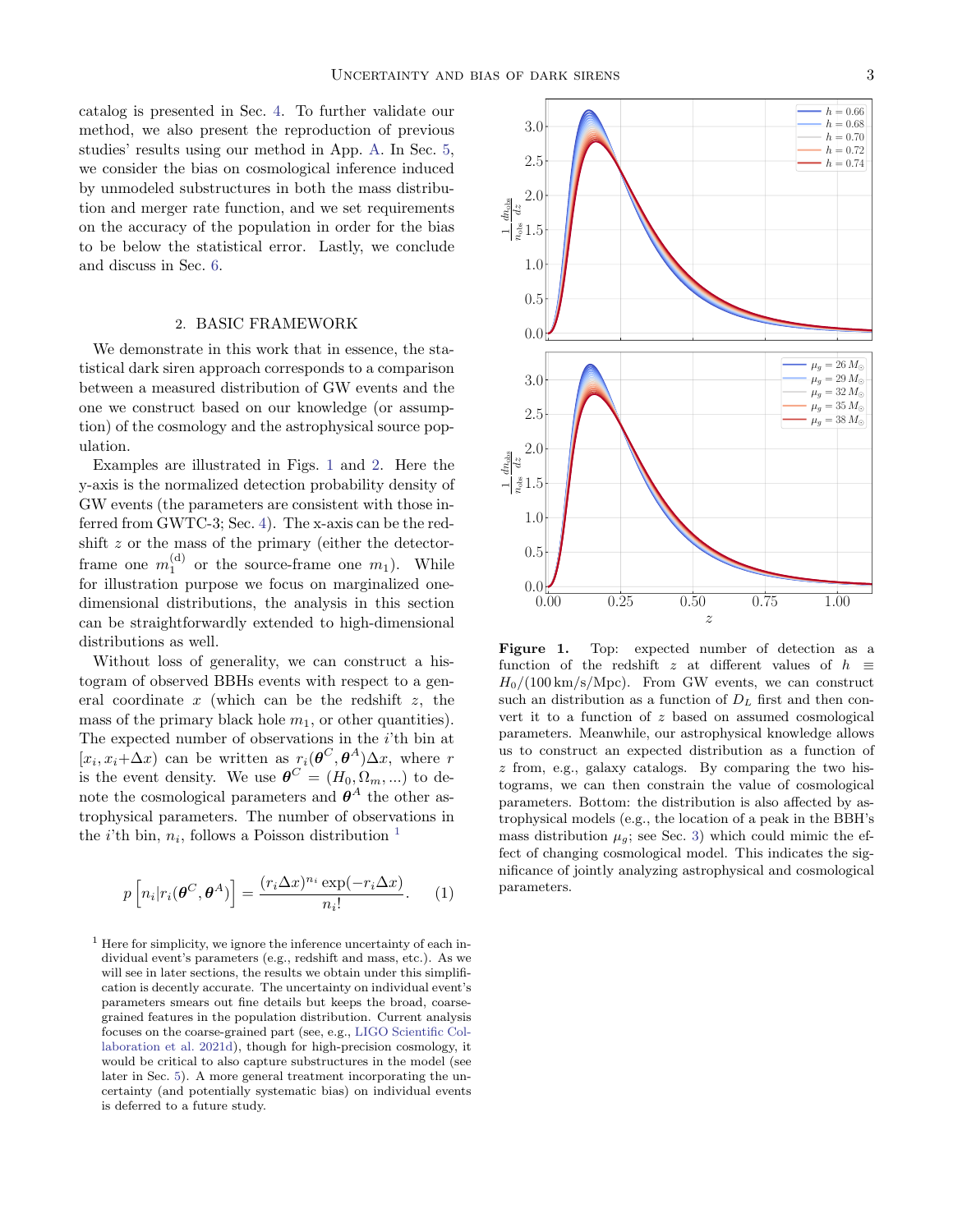catalog is presented in Sec. 4. To further validate our method, we also present the reproduction of previous studies' results using our method in App. A. In Sec. 5, we consider the bias on cosmological inference induced by unmodeled substructures in both the mass distribution and merger rate function, and we set requirements on the accuracy of the population in order for the bias to be below the statistical error. Lastly, we conclude and discuss in Sec. 6.

## 2. BASIC FRAMEWORK

We demonstrate in this work that in essence, the statistical dark siren approach corresponds to a comparison between a measured distribution of GW events and the one we construct based on our knowledge (or assumption) of the cosmology and the astrophysical source population.

Examples are illustrated in Figs. 1 and 2. Here the y-axis is the normalized detection probability density of GW events (the parameters are consistent with those inferred from GWTC-3; Sec. 4). The x-axis can be the redshift $z$ or the mass of the primary (either the detector-frame one $m_1^{(\rm d)}$ or the source-frame one $m_1$). While for illustration purpose we focus on marginalized one-dimensional distributions, the analysis in this section can be straightforwardly extended to high-dimensional distributions as well.

Without loss of generality, we can construct a histogram of observed BBHs events with respect to a general coordinate $x$ (which can be the redshift $z$, the mass of the primary black hole $m_1$, or other quantities). The expected number of observations in the $i$'th bin at $[x_i, x_i{+}\Delta x)$ can be written as $r_i(\boldsymbol{\theta}^C, \boldsymbol{\theta}^A)\Delta x$, where $r$ is the event density. We use $\boldsymbol{\theta}^C = (H_0, \Omega_m, ...)$ to denote the cosmological parameters and $\boldsymbol{\theta}^A$ the other astrophysical parameters. The number of observations in the $i$'th bin, $n_i$, follows a Poisson distribution [1]

$$p\left[n_i|r_i(\boldsymbol{\theta}^C, \boldsymbol{\theta}^A)\right] = \frac{(r_i\Delta x)^{n_i}\exp(-r_i\Delta x)}{n_i!}. \quad (1)$$

[1] Here for simplicity, we ignore the inference uncertainty of each individual event's parameters (e.g., redshift and mass, etc.). As we will see in later sections, the results we obtain under this simplification is decently accurate. The uncertainty on individual event's parameters smears out fine details but keeps the broad, coarse-grained features in the population distribution. Current analysis focuses on the coarse-grained part (see, e.g., LIGO Scientific Collaboration et al. 2021d), though for high-precision cosmology, it would be critical to also capture substructures in the model (see later in Sec. 5). A more general treatment incorporating the uncertainty (and potentially systematic bias) on individual events is deferred to a future study.

**Figure 1.** Top: expected number of detection as a function of the redshift $z$ at different values of $h \equiv H_0/(100\,\mathrm{km/s/Mpc})$. From GW events, we can construct such an distribution as a function of $D_L$ first and then convert it to a function of $z$ based on assumed cosmological parameters. Meanwhile, our astrophysical knowledge allows us to construct an expected distribution as a function of $z$ from, e.g., galaxy catalogs. By comparing the two histograms, we can then constrain the value of cosmological parameters. Bottom: the distribution is also affected by astrophysical models (e.g., the location of a peak in the BBH's mass distribution $\mu_g$; see Sec. 3) which could mimic the effect of changing cosmological model. This indicates the significance of jointly analyzing astrophysical and cosmological parameters.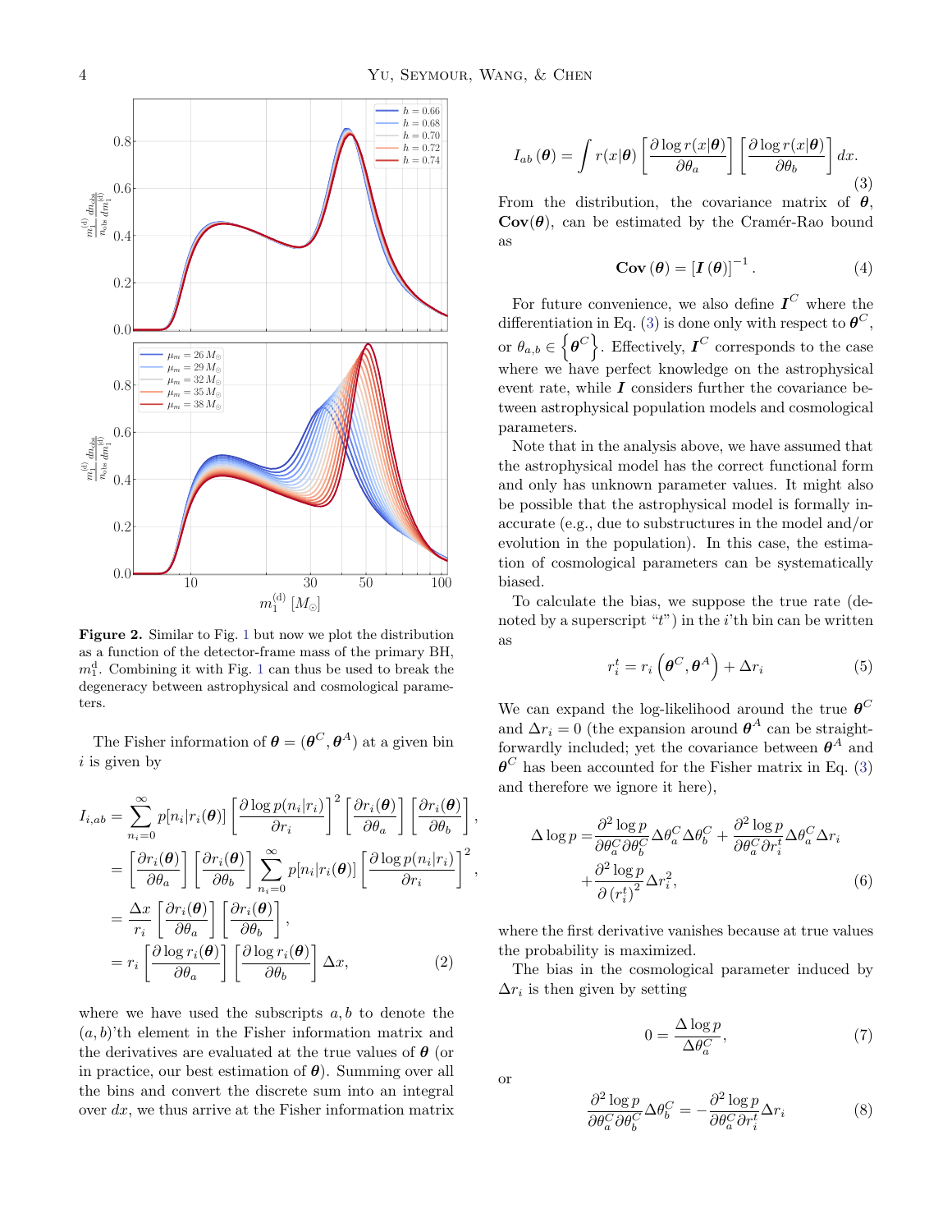**Figure 2.** Similar to Fig. 1 but now we plot the distribution as a function of the detector-frame mass of the primary BH, $m_1^{\rm d}$. Combining it with Fig. 1 can thus be used to break the degeneracy between astrophysical and cosmological parameters.

The Fisher information of $\boldsymbol{\theta} = (\boldsymbol{\theta}^C, \boldsymbol{\theta}^A)$ at a given bin $i$ is given by

$$
\begin{aligned}
I_{i,ab} &= \sum_{n_i=0}^{\infty} p[n_i|r_i(\boldsymbol{\theta})] \left[\frac{\partial \log p(n_i|r_i)}{\partial r_i}\right]^2 \left[\frac{\partial r_i(\boldsymbol{\theta})}{\partial \theta_a}\right]\left[\frac{\partial r_i(\boldsymbol{\theta})}{\partial \theta_b}\right], \\
&= \left[\frac{\partial r_i(\boldsymbol{\theta})}{\partial \theta_a}\right]\left[\frac{\partial r_i(\boldsymbol{\theta})}{\partial \theta_b}\right] \sum_{n_i=0}^{\infty} p[n_i|r_i(\boldsymbol{\theta})] \left[\frac{\partial \log p(n_i|r_i)}{\partial r_i}\right]^2, \\
&= \frac{\Delta x}{r_i}\left[\frac{\partial r_i(\boldsymbol{\theta})}{\partial \theta_a}\right]\left[\frac{\partial r_i(\boldsymbol{\theta})}{\partial \theta_b}\right], \\
&= r_i \left[\frac{\partial \log r_i(\boldsymbol{\theta})}{\partial \theta_a}\right]\left[\frac{\partial \log r_i(\boldsymbol{\theta})}{\partial \theta_b}\right]\Delta x, \qquad (2)
\end{aligned}
$$

where we have used the subscripts $a, b$ to denote the $(a, b)$'th element in the Fisher information matrix and the derivatives are evaluated at the true values of $\boldsymbol{\theta}$ (or in practice, our best estimation of $\boldsymbol{\theta}$). Summing over all the bins and convert the discrete sum into an integral over $dx$, we thus arrive at the Fisher information matrix

$$
I_{ab}(\boldsymbol{\theta}) = \int r(x|\boldsymbol{\theta}) \left[\frac{\partial \log r(x|\boldsymbol{\theta})}{\partial \theta_a}\right]\left[\frac{\partial \log r(x|\boldsymbol{\theta})}{\partial \theta_b}\right] dx. \qquad (3)
$$

From the distribution, the covariance matrix of $\boldsymbol{\theta}$, $\mathbf{Cov}(\boldsymbol{\theta})$, can be estimated by the Cramér-Rao bound as

$$
\mathbf{Cov}(\boldsymbol{\theta}) = [\boldsymbol{I}(\boldsymbol{\theta})]^{-1}. \qquad (4)
$$

For future convenience, we also define $\boldsymbol{I}^C$ where the differentiation in Eq. (3) is done only with respect to $\boldsymbol{\theta}^C$, or $\theta_{a,b} \in \left\{\boldsymbol{\theta}^C\right\}$. Effectively, $\boldsymbol{I}^C$ corresponds to the case where we have perfect knowledge on the astrophysical event rate, while $\boldsymbol{I}$ considers further the covariance between astrophysical population models and cosmological parameters.

Note that in the analysis above, we have assumed that the astrophysical model has the correct functional form and only has unknown parameter values. It might also be possible that the astrophysical model is formally inaccurate (e.g., due to substructures in the model and/or evolution in the population). In this case, the estimation of cosmological parameters can be systematically biased.

To calculate the bias, we suppose the true rate (denoted by a superscript "$t$") in the $i$'th bin can be written as

$$
r_i^t = r_i\left(\boldsymbol{\theta}^C, \boldsymbol{\theta}^A\right) + \Delta r_i \qquad (5)
$$

We can expand the log-likelihood around the true $\boldsymbol{\theta}^C$ and $\Delta r_i = 0$ (the expansion around $\boldsymbol{\theta}^A$ can be straightforwardly included; yet the covariance between $\boldsymbol{\theta}^A$ and $\boldsymbol{\theta}^C$ has been accounted for the Fisher matrix in Eq. (3) and therefore we ignore it here),

$$
\begin{aligned}
\Delta \log p =& \frac{\partial^2 \log p}{\partial \theta_a^C \partial \theta_b^C}\Delta\theta_a^C \Delta\theta_b^C + \frac{\partial^2 \log p}{\partial \theta_a^C \partial r_i^t}\Delta\theta_a^C \Delta r_i \\
&+ \frac{\partial^2 \log p}{\partial \left(r_i^t\right)^2}\Delta r_i^2, \qquad (6)
\end{aligned}
$$

where the first derivative vanishes because at true values the probability is maximized.

The bias in the cosmological parameter induced by $\Delta r_i$ is then given by setting

$$
0 = \frac{\Delta \log p}{\Delta \theta_a^C}, \qquad (7)
$$

or

$$
\frac{\partial^2 \log p}{\partial \theta_a^C \partial \theta_b^C}\Delta\theta_b^C = -\frac{\partial^2 \log p}{\partial \theta_a^C \partial r_i^t}\Delta r_i \qquad (8)
$$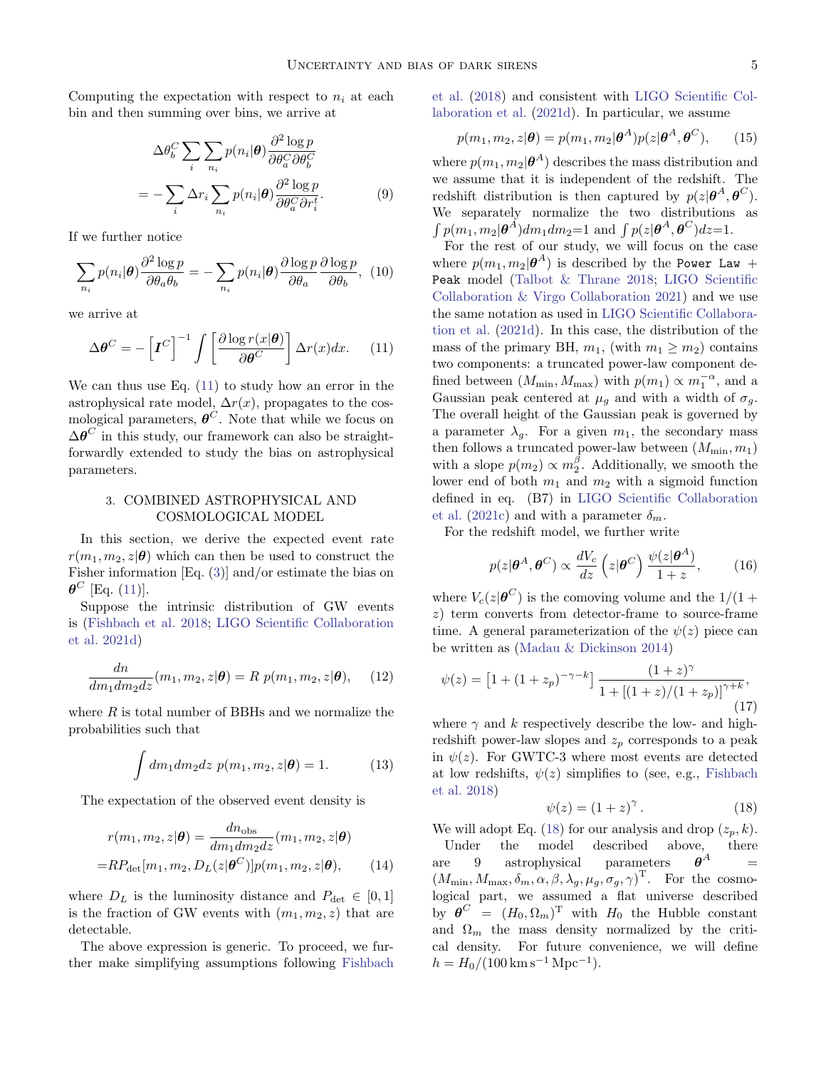Computing the expectation with respect to $n_i$ at each bin and then summing over bins, we arrive at

$$\Delta\theta_b^C \sum_i \sum_{n_i} p(n_i|\boldsymbol{\theta}) \frac{\partial^2 \log p}{\partial\theta_a^C \partial\theta_b^C} = -\sum_i \Delta r_i \sum_{n_i} p(n_i|\boldsymbol{\theta}) \frac{\partial^2 \log p}{\partial\theta_a^C \partial r_i^t}. \tag{9}$$

If we further notice

$$\sum_{n_i} p(n_i|\boldsymbol{\theta}) \frac{\partial^2 \log p}{\partial\theta_a \theta_b} = -\sum_{n_i} p(n_i|\boldsymbol{\theta}) \frac{\partial \log p}{\partial\theta_a} \frac{\partial \log p}{\partial\theta_b}, \tag{10}$$

we arrive at

$$\boldsymbol{\Delta\theta}^C = -\left[\boldsymbol{I}^C\right]^{-1} \int \left[\frac{\partial \log r(x|\boldsymbol{\theta})}{\partial\boldsymbol{\theta}^C}\right] \Delta r(x) dx. \tag{11}$$

We can thus use Eq. (11) to study how an error in the astrophysical rate model, $\Delta r(x)$, propagates to the cosmological parameters, $\boldsymbol{\theta}^C$. Note that while we focus on $\boldsymbol{\Delta\theta}^C$ in this study, our framework can also be straightforwardly extended to study the bias on astrophysical parameters.

## 3. COMBINED ASTROPHYSICAL AND COSMOLOGICAL MODEL

In this section, we derive the expected event rate $r(m_1, m_2, z|\boldsymbol{\theta})$ which can then be used to construct the Fisher information [Eq. (3)] and/or estimate the bias on $\boldsymbol{\theta}^C$ [Eq. (11)].

Suppose the intrinsic distribution of GW events is (Fishbach et al. 2018; LIGO Scientific Collaboration et al. 2021d)

$$\frac{dn}{dm_1 dm_2 dz}(m_1, m_2, z|\boldsymbol{\theta}) = R\ p(m_1, m_2, z|\boldsymbol{\theta}), \tag{12}$$

where $R$ is total number of BBHs and we normalize the probabilities such that

$$\int dm_1 dm_2 dz\ p(m_1, m_2, z|\boldsymbol{\theta}) = 1. \tag{13}$$

The expectation of the observed event density is

$$\begin{aligned} r(m_1, m_2, z|\boldsymbol{\theta}) &= \frac{dn_{\rm obs}}{dm_1 dm_2 dz}(m_1, m_2, z|\boldsymbol{\theta}) \\ &= R P_{\rm det}[m_1, m_2, D_L(z|\boldsymbol{\theta}^C)] p(m_1, m_2, z|\boldsymbol{\theta}), \end{aligned} \tag{14}$$

where $D_L$ is the luminosity distance and $P_{\rm det} \in [0, 1]$ is the fraction of GW events with $(m_1, m_2, z)$ that are detectable.

The above expression is generic. To proceed, we further make simplifying assumptions following Fishbach et al. (2018) and consistent with LIGO Scientific Collaboration et al. (2021d). In particular, we assume

$$p(m_1, m_2, z|\boldsymbol{\theta}) = p(m_1, m_2|\boldsymbol{\theta}^A) p(z|\boldsymbol{\theta}^A, \boldsymbol{\theta}^C), \tag{15}$$

where $p(m_1, m_2|\boldsymbol{\theta}^A)$ describes the mass distribution and we assume that it is independent of the redshift. The redshift distribution is then captured by $p(z|\boldsymbol{\theta}^A, \boldsymbol{\theta}^C)$. We separately normalize the two distributions as $\int p(m_1, m_2|\boldsymbol{\theta}^A) dm_1 dm_2 = 1$ and $\int p(z|\boldsymbol{\theta}^A, \boldsymbol{\theta}^C) dz = 1$.

For the rest of our study, we will focus on the case where $p(m_1, m_2|\boldsymbol{\theta}^A)$ is described by the `Power Law + Peak` model (Talbot & Thrane 2018; LIGO Scientific Collaboration & Virgo Collaboration 2021) and we use the same notation as used in LIGO Scientific Collaboration et al. (2021d). In this case, the distribution of the mass of the primary BH, $m_1$, (with $m_1 \geq m_2$) contains two components: a truncated power-law component defined between $(M_{\rm min}, M_{\rm max})$ with $p(m_1) \propto m_1^{-\alpha}$, and a Gaussian peak centered at $\mu_g$ and with a width of $\sigma_g$. The overall height of the Gaussian peak is governed by a parameter $\lambda_g$. For a given $m_1$, the secondary mass then follows a truncated power-law between $(M_{\rm min}, m_1)$ with a slope $p(m_2) \propto m_2^{\beta}$. Additionally, we smooth the lower end of both $m_1$ and $m_2$ with a sigmoid function defined in eq. (B7) in LIGO Scientific Collaboration et al. (2021c) and with a parameter $\delta_m$.

For the redshift model, we further write

$$p(z|\boldsymbol{\theta}^A, \boldsymbol{\theta}^C) \propto \frac{dV_c}{dz}\left(z|\boldsymbol{\theta}^C\right) \frac{\psi(z|\boldsymbol{\theta}^A)}{1+z}, \tag{16}$$

where $V_c(z|\boldsymbol{\theta}^C)$ is the comoving volume and the $1/(1+z)$ term converts from detector-frame to source-frame time. A general parameterization of the $\psi(z)$ piece can be written as (Madau & Dickinson 2014)

$$\psi(z) = \left[1 + (1+z_p)^{-\gamma-k}\right] \frac{(1+z)^{\gamma}}{1 + \left[(1+z)/(1+z_p)\right]^{\gamma+k}}, \tag{17}$$

where $\gamma$ and $k$ respectively describe the low- and high-redshift power-law slopes and $z_p$ corresponds to a peak in $\psi(z)$. For GWTC-3 where most events are detected at low redshifts, $\psi(z)$ simplifies to (see, e.g., Fishbach et al. 2018)

$$\psi(z) = (1+z)^{\gamma}. \tag{18}$$

We will adopt Eq. (18) for our analysis and drop $(z_p, k)$.

Under the model described above, there are 9 astrophysical parameters $\boldsymbol{\theta}^A = (M_{\rm min}, M_{\rm max}, \delta_m, \alpha, \beta, \lambda_g, \mu_g, \sigma_g, \gamma)^{\rm T}$. For the cosmological part, we assumed a flat universe described by $\boldsymbol{\theta}^C = (H_0, \Omega_m)^{\rm T}$ with $H_0$ the Hubble constant and $\Omega_m$ the mass density normalized by the critical density. For future convenience, we will define $h = H_0/(100\,{\rm km\,s^{-1}\,Mpc^{-1}})$.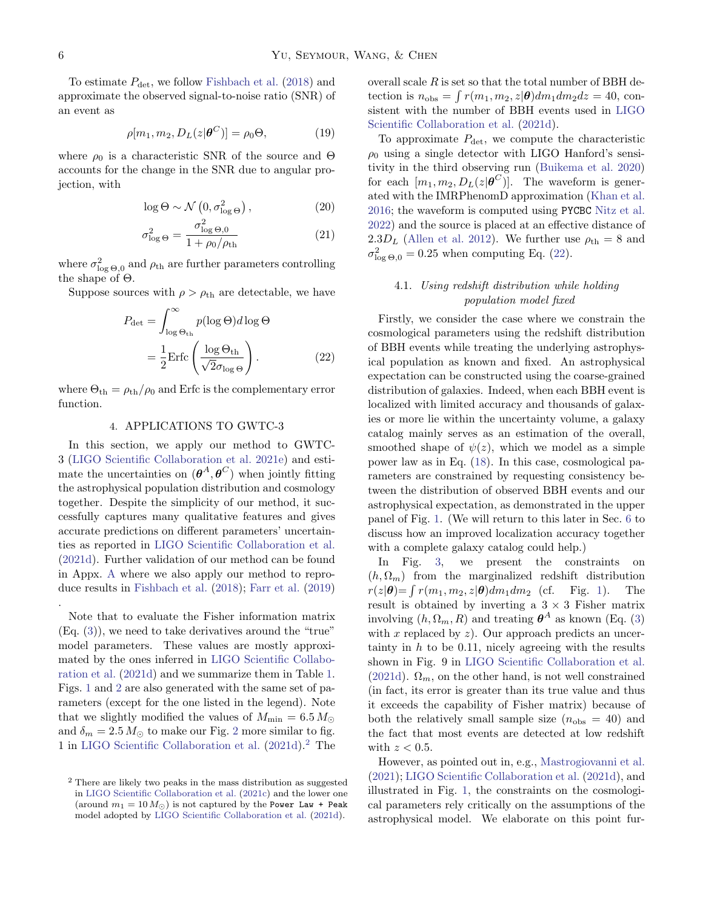To estimate $P_{\rm det}$, we follow Fishbach et al. (2018) and approximate the observed signal-to-noise ratio (SNR) of an event as

$$\rho[m_1, m_2, D_L(z|\boldsymbol{\theta}^C)] = \rho_0 \Theta, \tag{19}$$

where $\rho_0$ is a characteristic SNR of the source and $\Theta$ accounts for the change in the SNR due to angular projection, with

$$\log\Theta \sim \mathcal{N}\left(0, \sigma^2_{\log\Theta}\right), \tag{20}$$

$$\sigma^2_{\log\Theta} = \frac{\sigma^2_{\log\Theta,0}}{1+\rho_0/\rho_{\rm th}} \tag{21}$$

where $\sigma^2_{\log\Theta,0}$ and $\rho_{\rm th}$ are further parameters controlling the shape of $\Theta$.

Suppose sources with $\rho > \rho_{\rm th}$ are detectable, we have

$$\begin{aligned} P_{\rm det} &= \int_{\log\Theta_{\rm th}}^{\infty} p(\log\Theta) d\log\Theta \\ &= \frac{1}{2}{\rm Erfc}\left(\frac{\log\Theta_{\rm th}}{\sqrt{2}\sigma_{\log\Theta}}\right). \end{aligned} \tag{22}$$

where $\Theta_{\rm th} = \rho_{\rm th}/\rho_0$ and Erfc is the complementary error function.

## 4. APPLICATIONS TO GWTC-3

In this section, we apply our method to GWTC-3 (LIGO Scientific Collaboration et al. 2021e) and estimate the uncertainties on $(\boldsymbol{\theta}^A, \boldsymbol{\theta}^C)$ when jointly fitting the astrophysical population distribution and cosmology together. Despite the simplicity of our method, it successfully captures many qualitative features and gives accurate predictions on different parameters' uncertainties as reported in LIGO Scientific Collaboration et al. (2021d). Further validation of our method can be found in Appx. A where we also apply our method to reproduce results in Fishbach et al. (2018); Farr et al. (2019)
.

Note that to evaluate the Fisher information matrix (Eq. (3)), we need to take derivatives around the "true" model parameters. These values are mostly approximated by the ones inferred in LIGO Scientific Collaboration et al. (2021d) and we summarize them in Table 1. Figs. 1 and 2 are also generated with the same set of parameters (except for the one listed in the legend). Note that we slightly modified the values of $M_{\rm min} = 6.5\,M_\odot$ and $\delta_m = 2.5\,M_\odot$ to make our Fig. 2 more similar to fig. 1 in LIGO Scientific Collaboration et al. (2021d).[2] The overall scale $R$ is set so that the total number of BBH detection is $n_{\rm obs} = \int r(m_1, m_2, z|\boldsymbol{\theta}) dm_1 dm_2 dz = 40$, consistent with the number of BBH events used in LIGO Scientific Collaboration et al. (2021d).

To approximate $P_{\rm det}$, we compute the characteristic $\rho_0$ using a single detector with LIGO Hanford's sensitivity in the third observing run (Buikema et al. 2020) for each $[m_1, m_2, D_L(z|\boldsymbol{\theta}^C)]$. The waveform is generated with the IMRPhenomD approximation (Khan et al. 2016; the waveform is computed using `PYCBC` Nitz et al. 2022) and the source is placed at an effective distance of $2.3D_L$ (Allen et al. 2012). We further use $\rho_{\rm th} = 8$ and $\sigma^2_{\log\Theta,0} = 0.25$ when computing Eq. (22).

### 4.1. *Using redshift distribution while holding population model fixed*

Firstly, we consider the case where we constrain the cosmological parameters using the redshift distribution of BBH events while treating the underlying astrophysical population as known and fixed. An astrophysical expectation can be constructed using the coarse-grained distribution of galaxies. Indeed, when each BBH event is localized with limited accuracy and thousands of galaxies or more lie within the uncertainty volume, a galaxy catalog mainly serves as an estimation of the overall, smoothed shape of $\psi(z)$, which we model as a simple power law as in Eq. (18). In this case, cosmological parameters are constrained by requesting consistency between the distribution of observed BBH events and our astrophysical expectation, as demonstrated in the upper panel of Fig. 1. (We will return to this later in Sec. 6 to discuss how an improved localization accuracy together with a complete galaxy catalog could help.)

In Fig. 3, we present the constraints on $(h, \Omega_m)$ from the marginalized redshift distribution $r(z|\boldsymbol{\theta}) = \int r(m_1, m_2, z|\boldsymbol{\theta}) dm_1 dm_2$ (cf. Fig. 1). The result is obtained by inverting a $3\times3$ Fisher matrix involving $(h, \Omega_m, R)$ and treating $\boldsymbol{\theta}^A$ as known (Eq. (3) with $x$ replaced by $z$). Our approach predicts an uncertainty in $h$ to be 0.11, nicely agreeing with the results shown in Fig. 9 in LIGO Scientific Collaboration et al. (2021d). $\Omega_m$, on the other hand, is not well constrained (in fact, its error is greater than its true value and thus it exceeds the capability of Fisher matrix) because of both the relatively small sample size ($n_{\rm obs} = 40$) and the fact that most events are detected at low redshift with $z < 0.5$.

However, as pointed out in, e.g., Mastrogiovanni et al. (2021); LIGO Scientific Collaboration et al. (2021d), and illustrated in Fig. 1, the constraints on the cosmological parameters rely critically on the assumptions of the astrophysical model. We elaborate on this point fur-

[2] There are likely two peaks in the mass distribution as suggested in LIGO Scientific Collaboration et al. (2021c) and the lower one (around $m_1 = 10\,M_\odot$) is not captured by the `Power Law + Peak` model adopted by LIGO Scientific Collaboration et al. (2021d).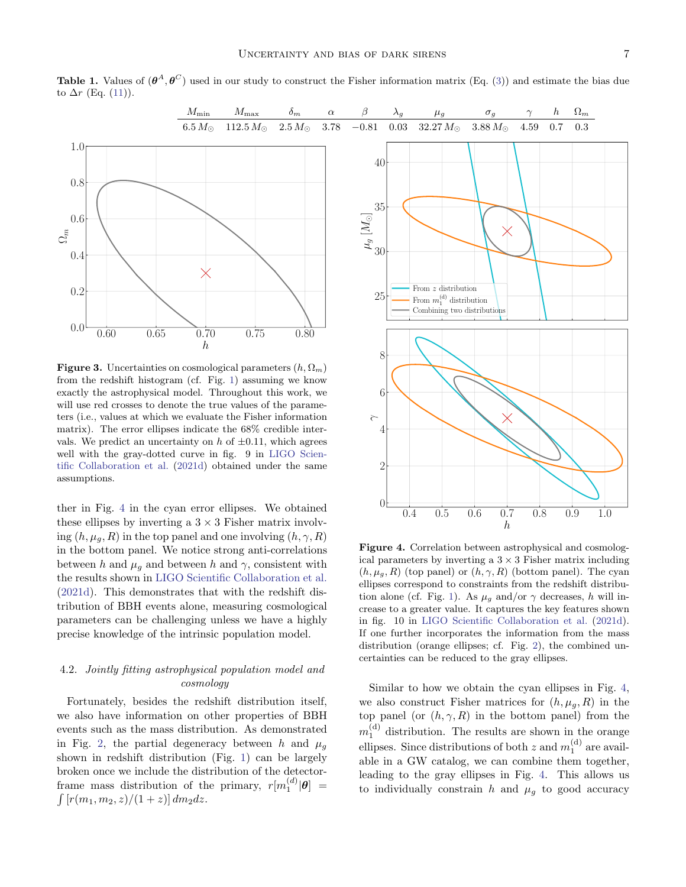**Table 1.** Values of $(\boldsymbol{\theta}^A, \boldsymbol{\theta}^C)$ used in our study to construct the Fisher information matrix (Eq. (3)) and estimate the bias due to $\Delta r$ (Eq. (11)).

| $M_{\min}$ | $M_{\max}$ | $\delta_m$ | $\alpha$ | $\beta$ | $\lambda_g$ | $\mu_g$ | $\sigma_g$ | $\gamma$ | $h$ | $\Omega_m$ |
|---|---|---|---|---|---|---|---|---|---|---|
| $6.5\,M_\odot$ | $112.5\,M_\odot$ | $2.5\,M_\odot$ | 3.78 | $-0.81$ | 0.03 | $32.27\,M_\odot$ | $3.88\,M_\odot$ | 4.59 | 0.7 | 0.3 |

**Figure 3.** Uncertainties on cosmological parameters $(h, \Omega_m)$ from the redshift histogram (cf. Fig. 1) assuming we know exactly the astrophysical model. Throughout this work, we will use red crosses to denote the true values of the parameters (i.e., values at which we evaluate the Fisher information matrix). The error ellipses indicate the 68% credible intervals. We predict an uncertainty on $h$ of $\pm 0.11$, which agrees well with the gray-dotted curve in fig. 9 in LIGO Scientific Collaboration et al. (2021d) obtained under the same assumptions.

**Figure 4.** Correlation between astrophysical and cosmological parameters by inverting a $3\times3$ Fisher matrix including $(h, \mu_g, R)$ (top panel) or $(h, \gamma, R)$ (bottom panel). The cyan ellipses correspond to constraints from the redshift distribution alone (cf. Fig. 1). As $\mu_g$ and/or $\gamma$ decreases, $h$ will increase to a greater value. It captures the key features shown in fig. 10 in LIGO Scientific Collaboration et al. (2021d). If one further incorporates the information from the mass distribution (orange ellipses; cf. Fig. 2), the combined uncertainties can be reduced to the gray ellipses.

ther in Fig. 4 in the cyan error ellipses. We obtained these ellipses by inverting a $3\times3$ Fisher matrix involving $(h, \mu_g, R)$ in the top panel and one involving $(h, \gamma, R)$ in the bottom panel. We notice strong anti-correlations between $h$ and $\mu_g$ and between $h$ and $\gamma$, consistent with the results shown in LIGO Scientific Collaboration et al. (2021d). This demonstrates that with the redshift distribution of BBH events alone, measuring cosmological parameters can be challenging unless we have a highly precise knowledge of the intrinsic population model.

### 4.2. *Jointly fitting astrophysical population model and cosmology*

Fortunately, besides the redshift distribution itself, we also have information on other properties of BBH events such as the mass distribution. As demonstrated in Fig. 2, the partial degeneracy between $h$ and $\mu_g$ shown in redshift distribution (Fig. 1) can be largely broken once we include the distribution of the detector-frame mass distribution of the primary, $r[m_1^{(d)}|\boldsymbol{\theta}] = \int [r(m_1, m_2, z)/(1+z)]\, dm_2 dz$.

Similar to how we obtain the cyan ellipses in Fig. 4, we also construct Fisher matrices for $(h, \mu_g, R)$ in the top panel (or $(h, \gamma, R)$ in the bottom panel) from the $m_1^{(\rm d)}$ distribution. The results are shown in the orange ellipses. Since distributions of both $z$ and $m_1^{(\rm d)}$ are available in a GW catalog, we can combine them together, leading to the gray ellipses in Fig. 4. This allows us to individually constrain $h$ and $\mu_g$ to good accuracy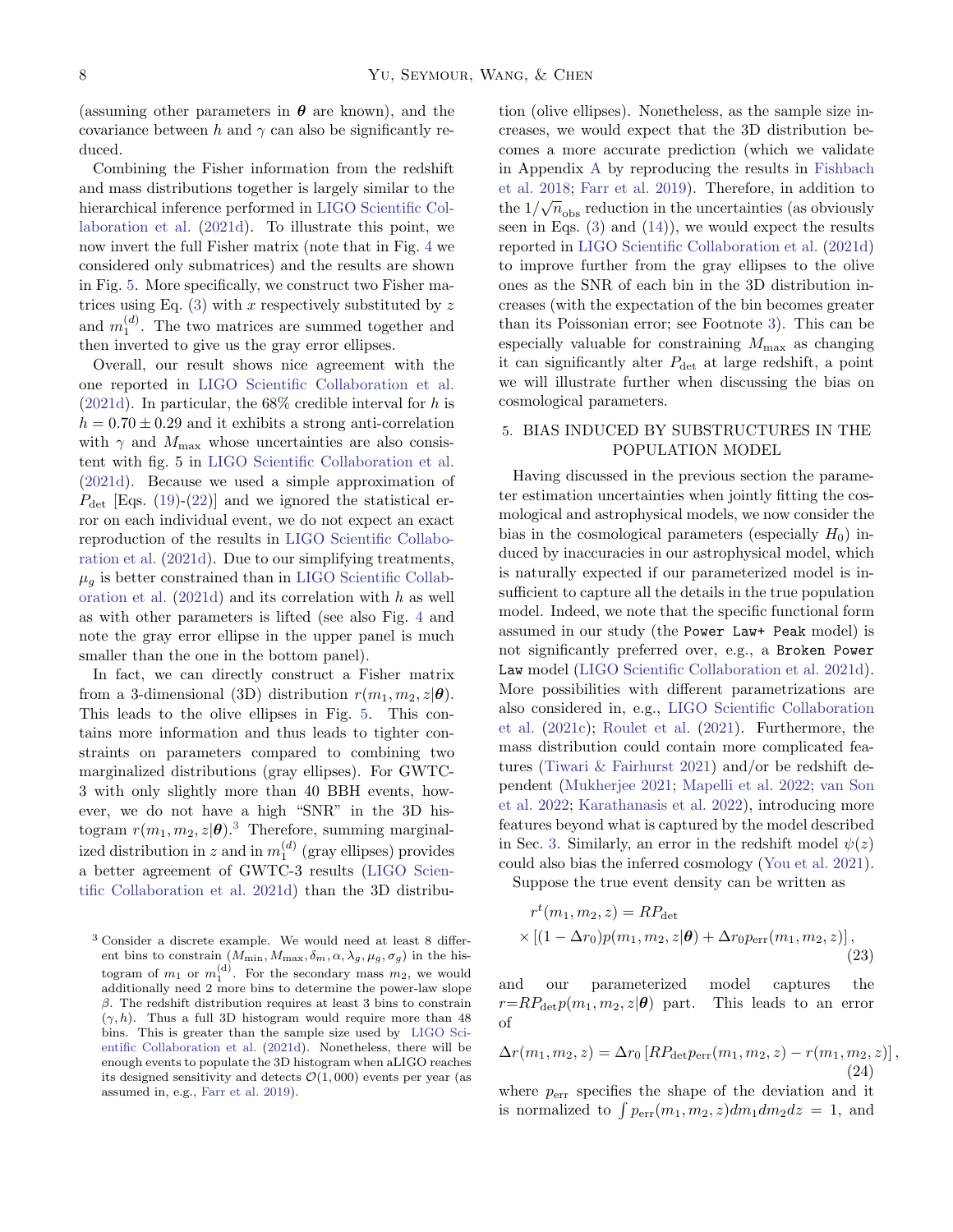(assuming other parameters in $\boldsymbol{\theta}$ are known), and the covariance between $h$ and $\gamma$ can also be significantly reduced.

Combining the Fisher information from the redshift and mass distributions together is largely similar to the hierarchical inference performed in LIGO Scientific Collaboration et al. (2021d). To illustrate this point, we now invert the full Fisher matrix (note that in Fig. 4 we considered only submatrices) and the results are shown in Fig. 5. More specifically, we construct two Fisher matrices using Eq. (3) with $x$ respectively substituted by $z$ and $m_1^{(d)}$. The two matrices are summed together and then inverted to give us the gray error ellipses.

Overall, our result shows nice agreement with the one reported in LIGO Scientific Collaboration et al. (2021d). In particular, the 68% credible interval for $h$ is $h = 0.70 \pm 0.29$ and it exhibits a strong anti-correlation with $\gamma$ and $M_{\rm max}$ whose uncertainties are also consistent with fig. 5 in LIGO Scientific Collaboration et al. (2021d). Because we used a simple approximation of $P_{\rm det}$ [Eqs. (19)-(22)] and we ignored the statistical error on each individual event, we do not expect an exact reproduction of the results in LIGO Scientific Collaboration et al. (2021d). Due to our simplifying treatments, $\mu_g$ is better constrained than in LIGO Scientific Collaboration et al. (2021d) and its correlation with $h$ as well as with other parameters is lifted (see also Fig. 4 and note the gray error ellipse in the upper panel is much smaller than the one in the bottom panel).

In fact, we can directly construct a Fisher matrix from a 3-dimensional (3D) distribution $r(m_1, m_2, z|\boldsymbol{\theta})$. This leads to the olive ellipses in Fig. 5. This contains more information and thus leads to tighter constraints on parameters compared to combining two marginalized distributions (gray ellipses). For GWTC-3 with only slightly more than 40 BBH events, however, we do not have a high "SNR" in the 3D histogram $r(m_1, m_2, z|\boldsymbol{\theta})$.[3] Therefore, summing marginalized distribution in $z$ and in $m_1^{(d)}$ (gray ellipses) provides a better agreement of GWTC-3 results (LIGO Scientific Collaboration et al. 2021d) than the 3D distribution (olive ellipses). Nonetheless, as the sample size increases, we would expect that the 3D distribution becomes a more accurate prediction (which we validate in Appendix A by reproducing the results in Fishbach et al. 2018; Farr et al. 2019). Therefore, in addition to the $1/\sqrt{n_{\rm obs}}$ reduction in the uncertainties (as obviously seen in Eqs. (3) and (14)), we would expect the results reported in LIGO Scientific Collaboration et al. (2021d) to improve further from the gray ellipses to the olive ones as the SNR of each bin in the 3D distribution increases (with the expectation of the bin becomes greater than its Poissonian error; see Footnote 3). This can be especially valuable for constraining $M_{\rm max}$ as changing it can significantly alter $P_{\rm det}$ at large redshift, a point we will illustrate further when discussing the bias on cosmological parameters.

[3] Consider a discrete example. We would need at least 8 different bins to constrain $(M_{\rm min}, M_{\rm max}, \delta_m, \alpha, \lambda_g, \mu_g, \sigma_g)$ in the histogram of $m_1$ or $m_1^{(d)}$. For the secondary mass $m_2$, we would additionally need 2 more bins to determine the power-law slope $\beta$. The redshift distribution requires at least 3 bins to constrain $(\gamma, h)$. Thus a full 3D histogram would require more than 48 bins. This is greater than the sample size used by LIGO Scientific Collaboration et al. (2021d). Nonetheless, there will be enough events to populate the 3D histogram when aLIGO reaches its designed sensitivity and detects $\mathcal{O}(1,000)$ events per year (as assumed in, e.g., Farr et al. 2019).

## 5. BIAS INDUCED BY SUBSTRUCTURES IN THE POPULATION MODEL

Having discussed in the previous section the parameter estimation uncertainties when jointly fitting the cosmological and astrophysical models, we now consider the bias in the cosmological parameters (especially $H_0$) induced by inaccuracies in our astrophysical model, which is naturally expected if our parameterized model is insufficient to capture all the details in the true population model. Indeed, we note that the specific functional form assumed in our study (the `Power Law+ Peak` model) is not significantly preferred over, e.g., a `Broken Power Law` model (LIGO Scientific Collaboration et al. 2021d). More possibilities with different parametrizations are also considered in, e.g., LIGO Scientific Collaboration et al. (2021c); Roulet et al. (2021). Furthermore, the mass distribution could contain more complicated features (Tiwari & Fairhurst 2021) and/or be redshift dependent (Mukherjee 2021; Mapelli et al. 2022; van Son et al. 2022; Karathanasis et al. 2022), introducing more features beyond what is captured by the model described in Sec. 3. Similarly, an error in the redshift model $\psi(z)$ could also bias the inferred cosmology (You et al. 2021).

Suppose the true event density can be written as

$$r^t(m_1, m_2, z) = RP_{\rm det} \times \left[(1-\Delta r_0) p(m_1, m_2, z|\boldsymbol{\theta}) + \Delta r_0 p_{\rm err}(m_1, m_2, z)\right], \tag{23}$$

and our parameterized model captures the $r{=}RP_{\rm det}p(m_1, m_2, z|\boldsymbol{\theta})$ part. This leads to an error of

$$\Delta r(m_1, m_2, z) = \Delta r_0 \left[RP_{\rm det}p_{\rm err}(m_1, m_2, z) - r(m_1, m_2, z)\right], \tag{24}$$

where $p_{\rm err}$ specifies the shape of the deviation and it is normalized to $\int p_{\rm err}(m_1, m_2, z) dm_1 dm_2 dz = 1$, and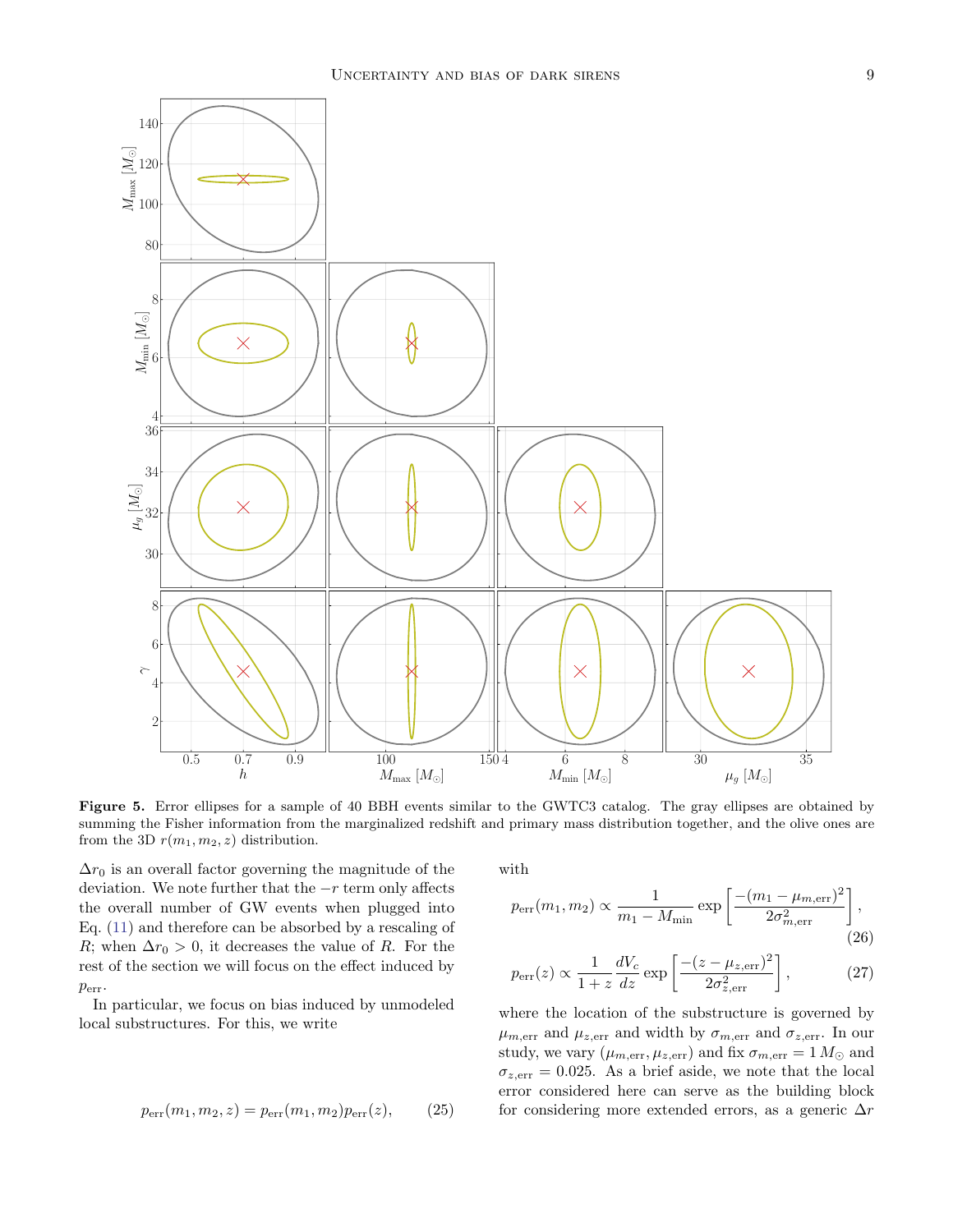**Figure 5.** Error ellipses for a sample of 40 BBH events similar to the GWTC3 catalog. The gray ellipses are obtained by summing the Fisher information from the marginalized redshift and primary mass distribution together, and the olive ones are from the 3D $r(m_1, m_2, z)$ distribution.

$\Delta r_0$ is an overall factor governing the magnitude of the deviation. We note further that the $-r$ term only affects the overall number of GW events when plugged into Eq. (11) and therefore can be absorbed by a rescaling of $R$; when $\Delta r_0 > 0$, it decreases the value of $R$. For the rest of the section we will focus on the effect induced by $p_{\rm err}$.

In particular, we focus on bias induced by unmodeled local substructures. For this, we write

$$p_{\rm err}(m_1, m_2, z) = p_{\rm err}(m_1, m_2) p_{\rm err}(z), \tag{25}$$

with

$$p_{\rm err}(m_1, m_2) \propto \frac{1}{m_1 - M_{\rm min}} \exp\left[\frac{-(m_1 - \mu_{m,\rm err})^2}{2\sigma_{m,\rm err}^2}\right], \tag{26}$$

$$p_{\rm err}(z) \propto \frac{1}{1+z}\frac{dV_c}{dz} \exp\left[\frac{-(z - \mu_{z,\rm err})^2}{2\sigma_{z,\rm err}^2}\right], \tag{27}$$

where the location of the substructure is governed by $\mu_{m,\rm err}$ and $\mu_{z,\rm err}$ and width by $\sigma_{m,\rm err}$ and $\sigma_{z,\rm err}$. In our study, we vary $(\mu_{m,\rm err}, \mu_{z,\rm err})$ and fix $\sigma_{m,\rm err} = 1\, M_\odot$ and $\sigma_{z,\rm err} = 0.025$. As a brief aside, we note that the local error considered here can serve as the building block for considering more extended errors, as a generic $\Delta r$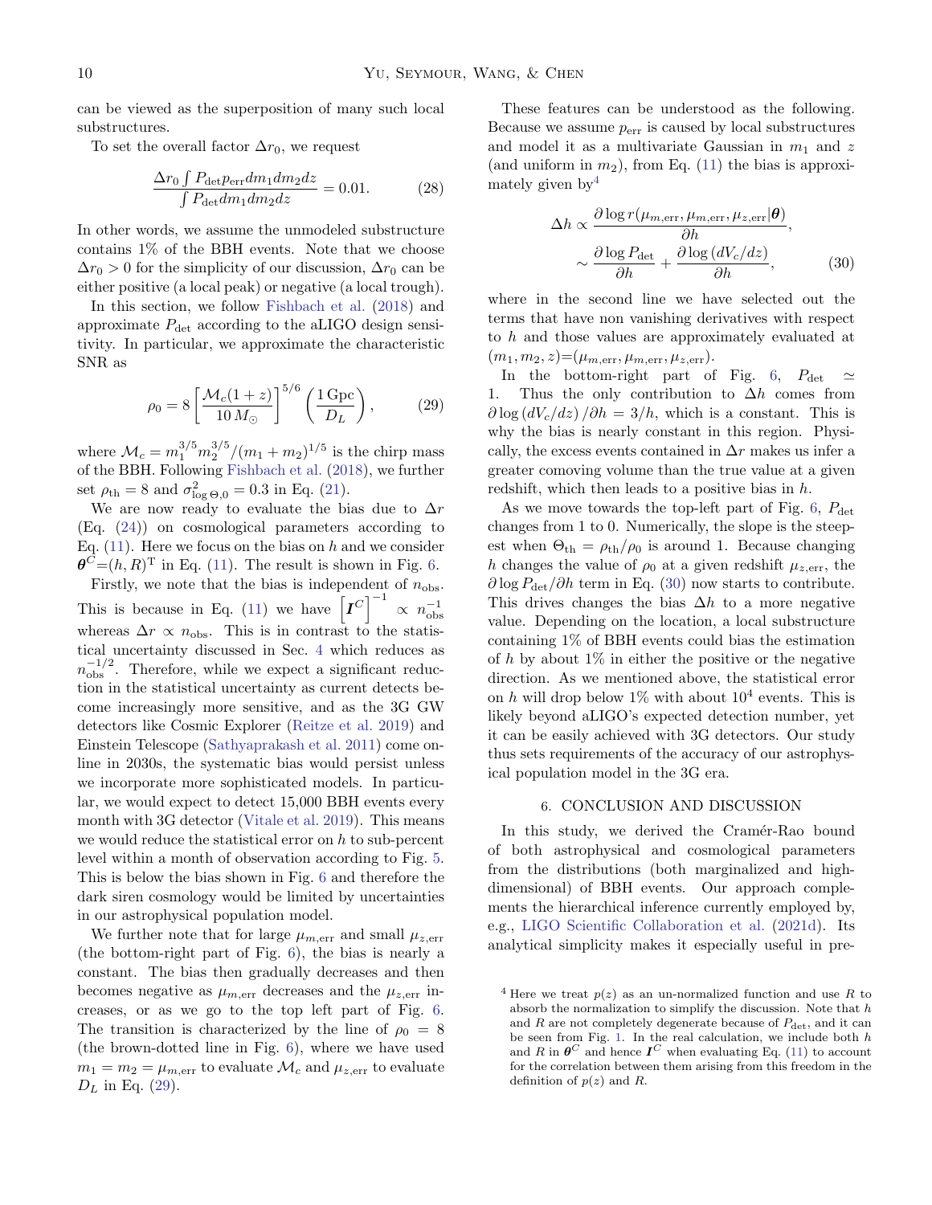can be viewed as the superposition of many such local substructures.

To set the overall factor $\Delta r_0$, we request

$$\frac{\Delta r_0 \int P_{\rm det} p_{\rm err} dm_1 dm_2 dz}{\int P_{\rm det} dm_1 dm_2 dz} = 0.01. \tag{28}$$

In other words, we assume the unmodeled substructure contains 1% of the BBH events. Note that we choose $\Delta r_0 > 0$ for the simplicity of our discussion, $\Delta r_0$ can be either positive (a local peak) or negative (a local trough).

In this section, we follow Fishbach et al. (2018) and approximate $P_{\rm det}$ according to the aLIGO design sensitivity. In particular, we approximate the characteristic SNR as

$$\rho_0 = 8\left[\frac{\mathcal{M}_c(1+z)}{10\,M_\odot}\right]^{5/6}\left(\frac{1\,{\rm Gpc}}{D_L}\right), \tag{29}$$

where $\mathcal{M}_c = m_1^{3/5} m_2^{3/5}/(m_1+m_2)^{1/5}$ is the chirp mass of the BBH. Following Fishbach et al. (2018), we further set $\rho_{\rm th}=8$ and $\sigma^2_{\log\Theta,0}=0.3$ in Eq. (21).

We are now ready to evaluate the bias due to $\Delta r$ (Eq. (24)) on cosmological parameters according to Eq. (11). Here we focus on the bias on $h$ and we consider $\boldsymbol{\theta}^C=(h,R)^{\rm T}$ in Eq. (11). The result is shown in Fig. 6.

Firstly, we note that the bias is independent of $n_{\rm obs}$. This is because in Eq. (11) we have $\left[\boldsymbol{I}^C\right]^{-1} \propto n_{\rm obs}^{-1}$ whereas $\Delta r \propto n_{\rm obs}$. This is in contrast to the statistical uncertainty discussed in Sec. 4 which reduces as $n_{\rm obs}^{-1/2}$. Therefore, while we expect a significant reduction in the statistical uncertainty as current detects become increasingly more sensitive, and as the 3G GW detectors like Cosmic Explorer (Reitze et al. 2019) and Einstein Telescope (Sathyaprakash et al. 2011) come online in 2030s, the systematic bias would persist unless we incorporate more sophisticated models. In particular, we would expect to detect 15,000 BBH events every month with 3G detector (Vitale et al. 2019). This means we would reduce the statistical error on $h$ to sub-percent level within a month of observation according to Fig. 5. This is below the bias shown in Fig. 6 and therefore the dark siren cosmology would be limited by uncertainties in our astrophysical population model.

We further note that for large $\mu_{m,\rm err}$ and small $\mu_{z,\rm err}$ (the bottom-right part of Fig. 6), the bias is nearly a constant. The bias then gradually decreases and then becomes negative as $\mu_{m,\rm err}$ decreases and the $\mu_{z,\rm err}$ increases, or as we go to the top left part of Fig. 6. The transition is characterized by the line of $\rho_0=8$ (the brown-dotted line in Fig. 6), where we have used $m_1=m_2=\mu_{m,\rm err}$ to evaluate $\mathcal{M}_c$ and $\mu_{z,\rm err}$ to evaluate $D_L$ in Eq. (29).

These features can be understood as the following. Because we assume $p_{\rm err}$ is caused by local substructures and model it as a multivariate Gaussian in $m_1$ and $z$ (and uniform in $m_2$), from Eq. (11) the bias is approximately given by[4]

$$\begin{aligned}\Delta h &\propto \frac{\partial \log r(\mu_{m,\rm err},\mu_{m,\rm err},\mu_{z,\rm err}|\boldsymbol{\theta})}{\partial h},\\ &\sim \frac{\partial \log P_{\rm det}}{\partial h} + \frac{\partial \log\left(dV_c/dz\right)}{\partial h},\end{aligned} \tag{30}$$

where in the second line we have selected out the terms that have non vanishing derivatives with respect to $h$ and those values are approximately evaluated at $(m_1,m_2,z)$=$(\mu_{m,\rm err},\mu_{m,\rm err},\mu_{z,\rm err})$.

In the bottom-right part of Fig. 6, $P_{\rm det}\simeq 1$. Thus the only contribution to $\Delta h$ comes from $\partial\log\left(dV_c/dz\right)/\partial h = 3/h$, which is a constant. This is why the bias is nearly constant in this region. Physically, the excess events contained in $\Delta r$ makes us infer a greater comoving volume than the true value at a given redshift, which then leads to a positive bias in $h$.

As we move towards the top-left part of Fig. 6, $P_{\rm det}$ changes from 1 to 0. Numerically, the slope is the steepest when $\Theta_{\rm th}=\rho_{\rm th}/\rho_0$ is around 1. Because changing $h$ changes the value of $\rho_0$ at a given redshift $\mu_{z,\rm err}$, the $\partial\log P_{\rm det}/\partial h$ term in Eq. (30) now starts to contribute. This drives changes the bias $\Delta h$ to a more negative value. Depending on the location, a local substructure containing 1% of BBH events could bias the estimation of $h$ by about 1% in either the positive or the negative direction. As we mentioned above, the statistical error on $h$ will drop below 1% with about $10^4$ events. This is likely beyond aLIGO's expected detection number, yet it can be easily achieved with 3G detectors. Our study thus sets requirements of the accuracy of our astrophysical population model in the 3G era.

## 6. CONCLUSION AND DISCUSSION

In this study, we derived the Cramér-Rao bound of both astrophysical and cosmological parameters from the distributions (both marginalized and high-dimensional) of BBH events. Our approach complements the hierarchical inference currently employed by, e.g., LIGO Scientific Collaboration et al. (2021d). Its analytical simplicity makes it especially useful in pre-

[4] Here we treat $p(z)$ as an un-normalized function and use $R$ to absorb the normalization to simplify the discussion. Note that $h$ and $R$ are not completely degenerate because of $P_{\rm det}$, and it can be seen from Fig. 1. In the real calculation, we include both $h$ and $R$ in $\boldsymbol{\theta}^C$ and hence $\boldsymbol{I}^C$ when evaluating Eq. (11) to account for the correlation between them arising from this freedom in the definition of $p(z)$ and $R$.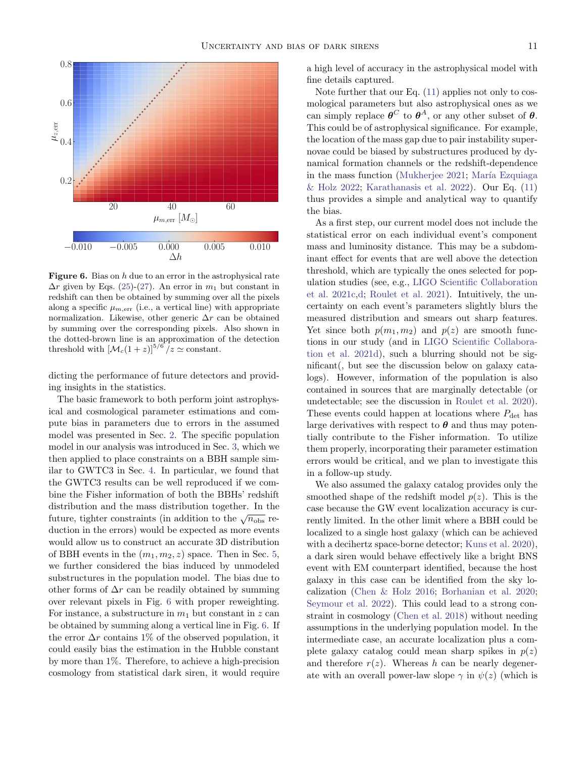**Figure 6.** Bias on $h$ due to an error in the astrophysical rate $\Delta r$ given by Eqs. (25)-(27). An error in $m_1$ but constant in redshift can then be obtained by summing over all the pixels along a specific $\mu_{m,\rm err}$ (i.e., a vertical line) with appropriate normalization. Likewise, other generic $\Delta r$ can be obtained by summing over the corresponding pixels. Also shown in the dotted-brown line is an approximation of the detection threshold with $[\mathcal{M}_c(1+z)]^{5/6}/z \simeq$ constant.

dicting the performance of future detectors and providing insights in the statistics.

The basic framework to both perform joint astrophysical and cosmological parameter estimations and compute bias in parameters due to errors in the assumed model was presented in Sec. 2. The specific population model in our analysis was introduced in Sec. 3, which we then applied to place constraints on a BBH sample similar to GWTC3 in Sec. 4. In particular, we found that the GWTC3 results can be well reproduced if we combine the Fisher information of both the BBHs' redshift distribution and the mass distribution together. In the future, tighter constraints (in addition to the $\sqrt{n_{\rm obs}}$ reduction in the errors) would be expected as more events would allow us to construct an accurate 3D distribution of BBH events in the $(m_1, m_2, z)$ space. Then in Sec. 5, we further considered the bias induced by unmodeled substructures in the population model. The bias due to other forms of $\Delta r$ can be readily obtained by summing over relevant pixels in Fig. 6 with proper reweighting. For instance, a substructure in $m_1$ but constant in $z$ can be obtained by summing along a vertical line in Fig. 6. If the error $\Delta r$ contains 1% of the observed population, it could easily bias the estimation in the Hubble constant by more than 1%. Therefore, to achieve a high-precision cosmology from statistical dark siren, it would require a high level of accuracy in the astrophysical model with fine details captured.

Note further that our Eq. (11) applies not only to cosmological parameters but also astrophysical ones as we can simply replace $\boldsymbol{\theta}^C$ to $\boldsymbol{\theta}^A$, or any other subset of $\boldsymbol{\theta}$. This could be of astrophysical significance. For example, the location of the mass gap due to pair instability supernovae could be biased by substructures produced by dynamical formation channels or the redshift-dependence in the mass function (Mukherjee 2021; María Ezquiaga & Holz 2022; Karathanasis et al. 2022). Our Eq. (11) thus provides a simple and analytical way to quantify the bias.

As a first step, our current model does not include the statistical error on each individual event's component mass and luminosity distance. This may be a subdominant effect for events that are well above the detection threshold, which are typically the ones selected for population studies (see, e.g., LIGO Scientific Collaboration et al. 2021c,d; Roulet et al. 2021). Intuitively, the uncertainty on each event's parameters slightly blurs the measured distribution and smears out sharp features. Yet since both $p(m_1, m_2)$ and $p(z)$ are smooth functions in our study (and in LIGO Scientific Collaboration et al. 2021d), such a blurring should not be significant(, but see the discussion below on galaxy catalogs). However, information of the population is also contained in sources that are marginally detectable (or undetectable; see the discussion in Roulet et al. 2020). These events could happen at locations where $P_{\rm det}$ has large derivatives with respect to $\boldsymbol{\theta}$ and thus may potentially contribute to the Fisher information. To utilize them properly, incorporating their parameter estimation errors would be critical, and we plan to investigate this in a follow-up study.

We also assumed the galaxy catalog provides only the smoothed shape of the redshift model $p(z)$. This is the case because the GW event localization accuracy is currently limited. In the other limit where a BBH could be localized to a single host galaxy (which can be achieved with a decihertz space-borne detector; Kuns et al. 2020), a dark siren would behave effectively like a bright BNS event with EM counterpart identified, because the host galaxy in this case can be identified from the sky localization (Chen & Holz 2016; Borhanian et al. 2020; Seymour et al. 2022). This could lead to a strong constraint in cosmology (Chen et al. 2018) without needing assumptions in the underlying population model. In the intermediate case, an accurate localization plus a complete galaxy catalog could mean sharp spikes in $p(z)$ and therefore $r(z)$. Whereas $h$ can be nearly degenerate with an overall power-law slope $\gamma$ in $\psi(z)$ (which is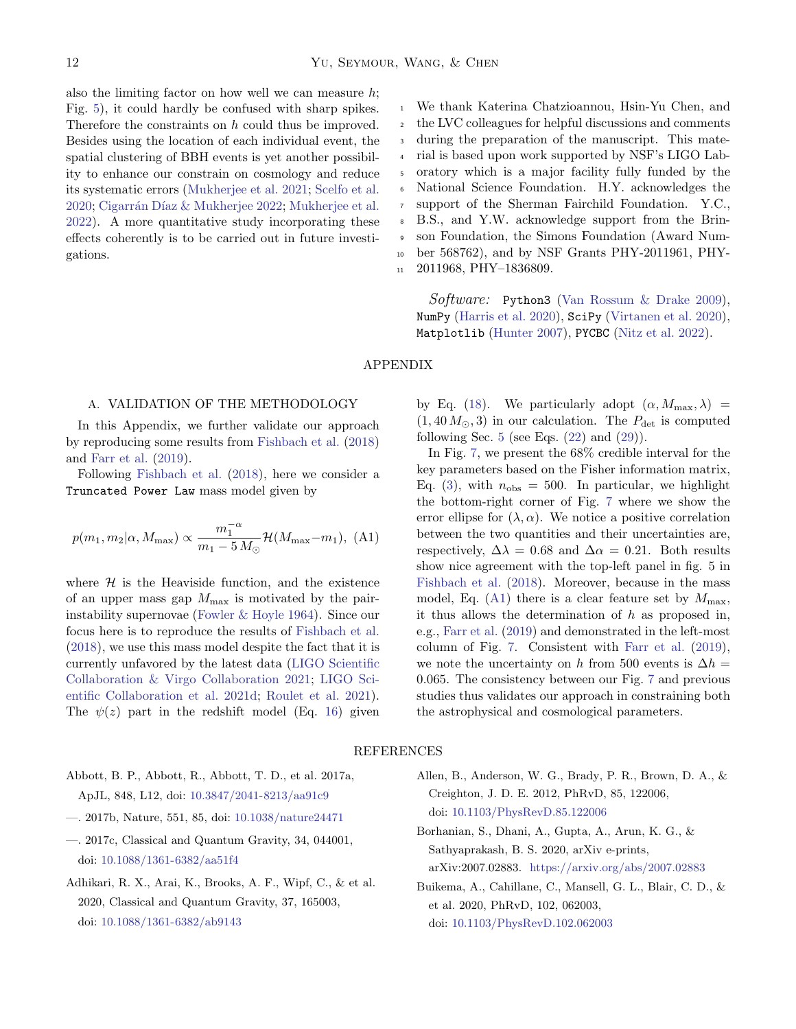also the limiting factor on how well we can measure $h$; Fig. 5), it could hardly be confused with sharp spikes. Therefore the constraints on $h$ could thus be improved. Besides using the location of each individual event, the spatial clustering of BBH events is yet another possibility to enhance our constrain on cosmology and reduce its systematic errors (Mukherjee et al. 2021; Scelfo et al. 2020; Cigarrán Díaz & Mukherjee 2022; Mukherjee et al. 2022). A more quantitative study incorporating these effects coherently is to be carried out in future investigations.

We thank Katerina Chatzioannou, Hsin-Yu Chen, and the LVC colleagues for helpful discussions and comments during the preparation of the manuscript. This material is based upon work supported by NSF's LIGO Laboratory which is a major facility fully funded by the National Science Foundation. H.Y. acknowledges the support of the Sherman Fairchild Foundation. Y.C., B.S., and Y.W. acknowledge support from the Brinson Foundation, the Simons Foundation (Award Number 568762), and by NSF Grants PHY-2011961, PHY-2011968, PHY–1836809.

*Software:* `Python3` (Van Rossum & Drake 2009), `NumPy` (Harris et al. 2020), `SciPy` (Virtanen et al. 2020), `Matplotlib` (Hunter 2007), `PYCBC` (Nitz et al. 2022).

# APPENDIX

## A. VALIDATION OF THE METHODOLOGY

In this Appendix, we further validate our approach by reproducing some results from Fishbach et al. (2018) and Farr et al. (2019).

Following Fishbach et al. (2018), here we consider a `Truncated Power Law` mass model given by

$$p(m_1, m_2|\alpha, M_{\max}) \propto \frac{m_1^{-\alpha}}{m_1 - 5\,M_\odot}\mathcal{H}(M_{\max}-m_1), \quad \text{(A1)}$$

where $\mathcal{H}$ is the Heaviside function, and the existence of an upper mass gap $M_{\max}$ is motivated by the pair-instability supernovae (Fowler & Hoyle 1964). Since our focus here is to reproduce the results of Fishbach et al. (2018), we use this mass model despite the fact that it is currently unfavored by the latest data (LIGO Scientific Collaboration & Virgo Collaboration 2021; LIGO Scientific Collaboration et al. 2021d; Roulet et al. 2021). The $\psi(z)$ part in the redshift model (Eq. 16) given by Eq. (18). We particularly adopt $(\alpha, M_{\max}, \lambda) = (1, 40\,M_\odot, 3)$ in our calculation. The $P_{\rm det}$ is computed following Sec. 5 (see Eqs. (22) and (29)).

In Fig. 7, we present the 68% credible interval for the key parameters based on the Fisher information matrix, Eq. (3), with $n_{\rm obs} = 500$. In particular, we highlight the bottom-right corner of Fig. 7 where we show the error ellipse for $(\lambda, \alpha)$. We notice a positive correlation between the two quantities and their uncertainties are, respectively, $\Delta\lambda = 0.68$ and $\Delta\alpha = 0.21$. Both results show nice agreement with the top-left panel in fig. 5 in Fishbach et al. (2018). Moreover, because in the mass model, Eq. (A1) there is a clear feature set by $M_{\max}$, it thus allows the determination of $h$ as proposed in, e.g., Farr et al. (2019) and demonstrated in the left-most column of Fig. 7. Consistent with Farr et al. (2019), we note the uncertainty on $h$ from 500 events is $\Delta h = 0.065$. The consistency between our Fig. 7 and previous studies thus validates our approach in constraining both the astrophysical and cosmological parameters.

# REFERENCES

Abbott, B. P., Abbott, R., Abbott, T. D., et al. 2017a, ApJL, 848, L12, doi: 10.3847/2041-8213/aa91c9

—. 2017b, Nature, 551, 85, doi: 10.1038/nature24471

—. 2017c, Classical and Quantum Gravity, 34, 044001, doi: 10.1088/1361-6382/aa51f4

Adhikari, R. X., Arai, K., Brooks, A. F., Wipf, C., & et al. 2020, Classical and Quantum Gravity, 37, 165003, doi: 10.1088/1361-6382/ab9143

Allen, B., Anderson, W. G., Brady, P. R., Brown, D. A., & Creighton, J. D. E. 2012, PhRvD, 85, 122006, doi: 10.1103/PhysRevD.85.122006

Borhanian, S., Dhani, A., Gupta, A., Arun, K. G., & Sathyaprakash, B. S. 2020, arXiv e-prints, arXiv:2007.02883. https://arxiv.org/abs/2007.02883

Buikema, A., Cahillane, C., Mansell, G. L., Blair, C. D., & et al. 2020, PhRvD, 102, 062003, doi: 10.1103/PhysRevD.102.062003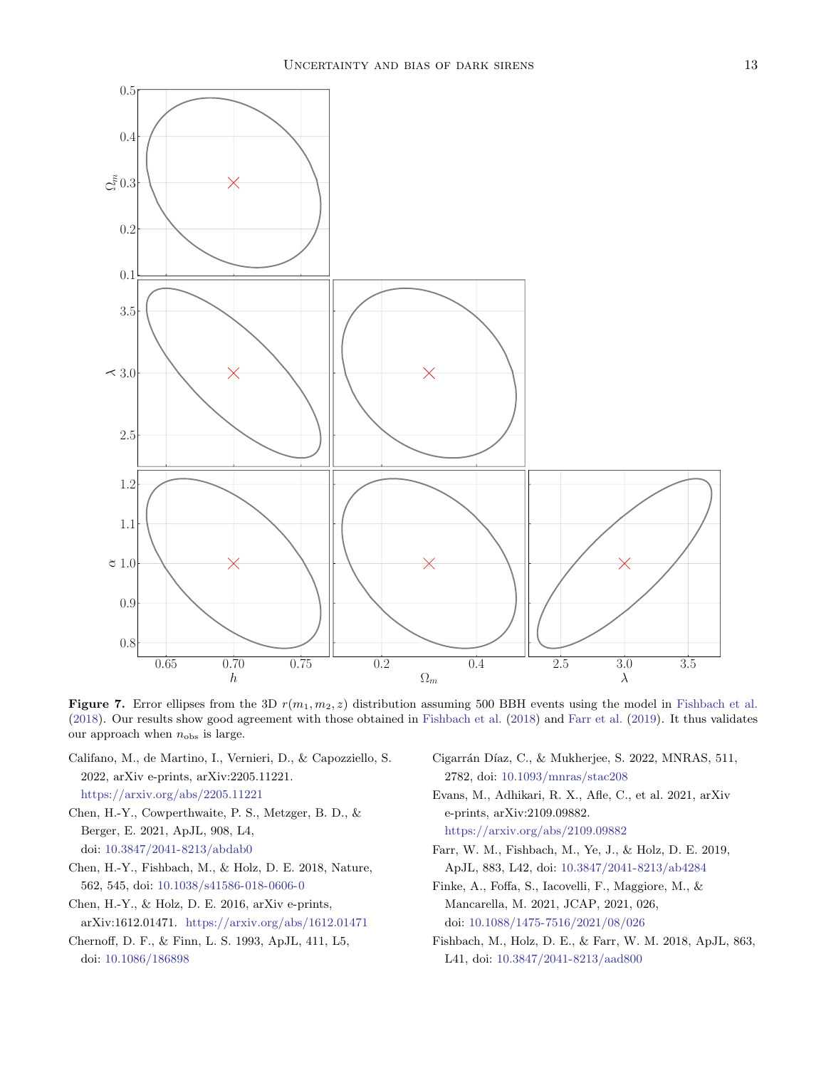**Figure 7.** Error ellipses from the 3D $r(m_1, m_2, z)$ distribution assuming 500 BBH events using the model in Fishbach et al. (2018). Our results show good agreement with those obtained in Fishbach et al. (2018) and Farr et al. (2019). It thus validates our approach when $n_{\rm obs}$ is large.

Califano, M., de Martino, I., Vernieri, D., & Capozziello, S. 2022, arXiv e-prints, arXiv:2205.11221. https://arxiv.org/abs/2205.11221

Chen, H.-Y., Cowperthwaite, P. S., Metzger, B. D., & Berger, E. 2021, ApJL, 908, L4, doi: 10.3847/2041-8213/abdab0

Chen, H.-Y., Fishbach, M., & Holz, D. E. 2018, Nature, 562, 545, doi: 10.1038/s41586-018-0606-0

Chen, H.-Y., & Holz, D. E. 2016, arXiv e-prints, arXiv:1612.01471. https://arxiv.org/abs/1612.01471

Chernoff, D. F., & Finn, L. S. 1993, ApJL, 411, L5, doi: 10.1086/186898

Cigarrán Díaz, C., & Mukherjee, S. 2022, MNRAS, 511, 2782, doi: 10.1093/mnras/stac208

Evans, M., Adhikari, R. X., Afle, C., et al. 2021, arXiv e-prints, arXiv:2109.09882. https://arxiv.org/abs/2109.09882

Farr, W. M., Fishbach, M., Ye, J., & Holz, D. E. 2019, ApJL, 883, L42, doi: 10.3847/2041-8213/ab4284

Finke, A., Foffa, S., Iacovelli, F., Maggiore, M., & Mancarella, M. 2021, JCAP, 2021, 026, doi: 10.1088/1475-7516/2021/08/026

Fishbach, M., Holz, D. E., & Farr, W. M. 2018, ApJL, 863, L41, doi: 10.3847/2041-8213/aad800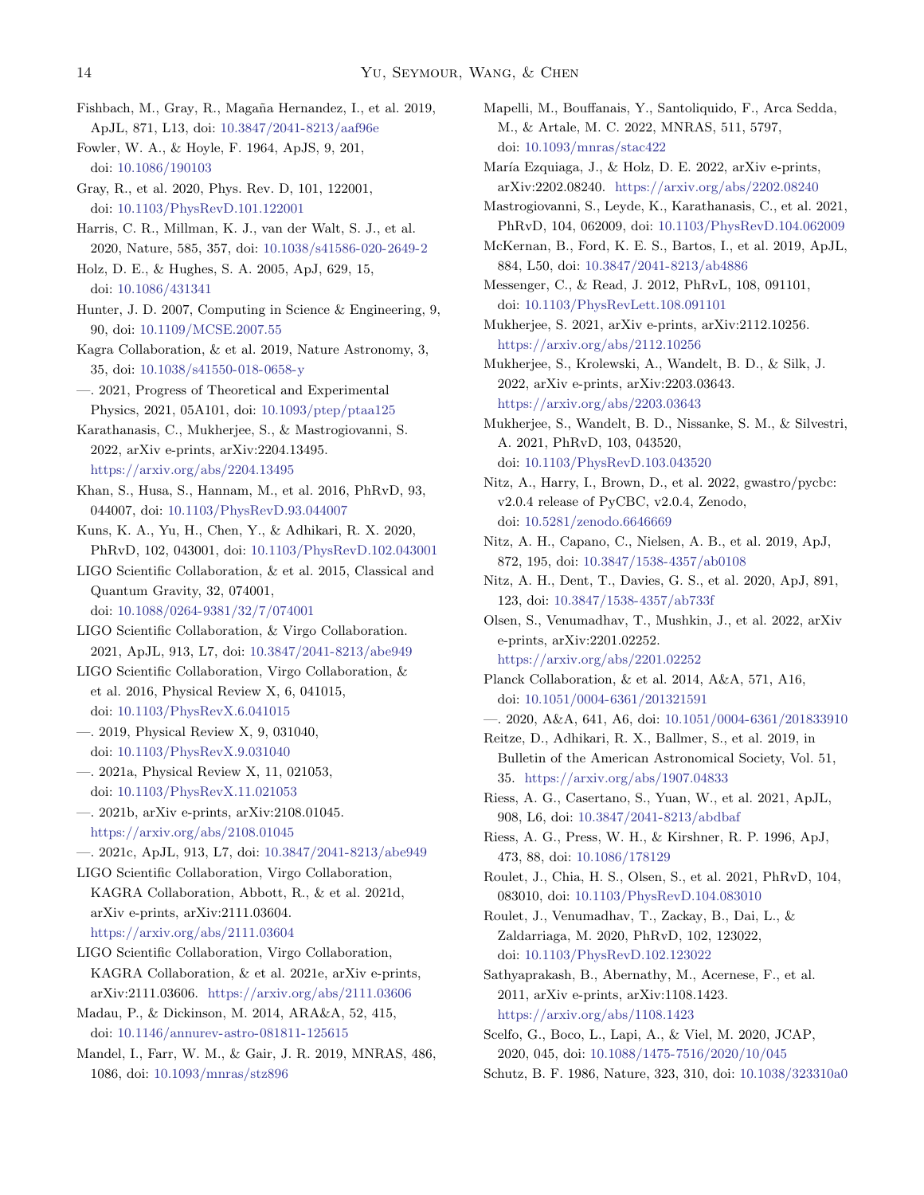Fishbach, M., Gray, R., Magaña Hernandez, I., et al. 2019, ApJL, 871, L13, doi: 10.3847/2041-8213/aaf96e

Fowler, W. A., & Hoyle, F. 1964, ApJS, 9, 201, doi: 10.1086/190103

Gray, R., et al. 2020, Phys. Rev. D, 101, 122001, doi: 10.1103/PhysRevD.101.122001

Harris, C. R., Millman, K. J., van der Walt, S. J., et al. 2020, Nature, 585, 357, doi: 10.1038/s41586-020-2649-2

Holz, D. E., & Hughes, S. A. 2005, ApJ, 629, 15, doi: 10.1086/431341

Hunter, J. D. 2007, Computing in Science & Engineering, 9, 90, doi: 10.1109/MCSE.2007.55

Kagra Collaboration, & et al. 2019, Nature Astronomy, 3, 35, doi: 10.1038/s41550-018-0658-y

—. 2021, Progress of Theoretical and Experimental Physics, 2021, 05A101, doi: 10.1093/ptep/ptaa125

Karathanasis, C., Mukherjee, S., & Mastrogiovanni, S. 2022, arXiv e-prints, arXiv:2204.13495. https://arxiv.org/abs/2204.13495

Khan, S., Husa, S., Hannam, M., et al. 2016, PhRvD, 93, 044007, doi: 10.1103/PhysRevD.93.044007

Kuns, K. A., Yu, H., Chen, Y., & Adhikari, R. X. 2020, PhRvD, 102, 043001, doi: 10.1103/PhysRevD.102.043001

LIGO Scientific Collaboration, & et al. 2015, Classical and Quantum Gravity, 32, 074001, doi: 10.1088/0264-9381/32/7/074001

LIGO Scientific Collaboration, & Virgo Collaboration. 2021, ApJL, 913, L7, doi: 10.3847/2041-8213/abe949

LIGO Scientific Collaboration, Virgo Collaboration, & et al. 2016, Physical Review X, 6, 041015, doi: 10.1103/PhysRevX.6.041015

—. 2019, Physical Review X, 9, 031040, doi: 10.1103/PhysRevX.9.031040

—. 2021a, Physical Review X, 11, 021053, doi: 10.1103/PhysRevX.11.021053

—. 2021b, arXiv e-prints, arXiv:2108.01045. https://arxiv.org/abs/2108.01045

—. 2021c, ApJL, 913, L7, doi: 10.3847/2041-8213/abe949

LIGO Scientific Collaboration, Virgo Collaboration, KAGRA Collaboration, Abbott, R., & et al. 2021d, arXiv e-prints, arXiv:2111.03604. https://arxiv.org/abs/2111.03604

LIGO Scientific Collaboration, Virgo Collaboration, KAGRA Collaboration, & et al. 2021e, arXiv e-prints, arXiv:2111.03606. https://arxiv.org/abs/2111.03606

Madau, P., & Dickinson, M. 2014, ARA&A, 52, 415, doi: 10.1146/annurev-astro-081811-125615

Mandel, I., Farr, W. M., & Gair, J. R. 2019, MNRAS, 486, 1086, doi: 10.1093/mnras/stz896

Mapelli, M., Bouffanais, Y., Santoliquido, F., Arca Sedda, M., & Artale, M. C. 2022, MNRAS, 511, 5797, doi: 10.1093/mnras/stac422

María Ezquiaga, J., & Holz, D. E. 2022, arXiv e-prints, arXiv:2202.08240. https://arxiv.org/abs/2202.08240

Mastrogiovanni, S., Leyde, K., Karathanasis, C., et al. 2021, PhRvD, 104, 062009, doi: 10.1103/PhysRevD.104.062009

McKernan, B., Ford, K. E. S., Bartos, I., et al. 2019, ApJL, 884, L50, doi: 10.3847/2041-8213/ab4886

Messenger, C., & Read, J. 2012, PhRvL, 108, 091101, doi: 10.1103/PhysRevLett.108.091101

Mukherjee, S. 2021, arXiv e-prints, arXiv:2112.10256. https://arxiv.org/abs/2112.10256

Mukherjee, S., Krolewski, A., Wandelt, B. D., & Silk, J. 2022, arXiv e-prints, arXiv:2203.03643. https://arxiv.org/abs/2203.03643

Mukherjee, S., Wandelt, B. D., Nissanke, S. M., & Silvestri, A. 2021, PhRvD, 103, 043520, doi: 10.1103/PhysRevD.103.043520

Nitz, A., Harry, I., Brown, D., et al. 2022, gwastro/pycbc: v2.0.4 release of PyCBC, v2.0.4, Zenodo, doi: 10.5281/zenodo.6646669

Nitz, A. H., Capano, C., Nielsen, A. B., et al. 2019, ApJ, 872, 195, doi: 10.3847/1538-4357/ab0108

Nitz, A. H., Dent, T., Davies, G. S., et al. 2020, ApJ, 891, 123, doi: 10.3847/1538-4357/ab733f

Olsen, S., Venumadhav, T., Mushkin, J., et al. 2022, arXiv e-prints, arXiv:2201.02252. https://arxiv.org/abs/2201.02252

Planck Collaboration, & et al. 2014, A&A, 571, A16, doi: 10.1051/0004-6361/201321591

—. 2020, A&A, 641, A6, doi: 10.1051/0004-6361/201833910

Reitze, D., Adhikari, R. X., Ballmer, S., et al. 2019, in Bulletin of the American Astronomical Society, Vol. 51, 35. https://arxiv.org/abs/1907.04833

Riess, A. G., Casertano, S., Yuan, W., et al. 2021, ApJL, 908, L6, doi: 10.3847/2041-8213/abdbaf

Riess, A. G., Press, W. H., & Kirshner, R. P. 1996, ApJ, 473, 88, doi: 10.1086/178129

Roulet, J., Chia, H. S., Olsen, S., et al. 2021, PhRvD, 104, 083010, doi: 10.1103/PhysRevD.104.083010

Roulet, J., Venumadhav, T., Zackay, B., Dai, L., & Zaldarriaga, M. 2020, PhRvD, 102, 123022, doi: 10.1103/PhysRevD.102.123022

Sathyaprakash, B., Abernathy, M., Acernese, F., et al. 2011, arXiv e-prints, arXiv:1108.1423. https://arxiv.org/abs/1108.1423

Scelfo, G., Boco, L., Lapi, A., & Viel, M. 2020, JCAP, 2020, 045, doi: 10.1088/1475-7516/2020/10/045

Schutz, B. F. 1986, Nature, 323, 310, doi: 10.1038/323310a0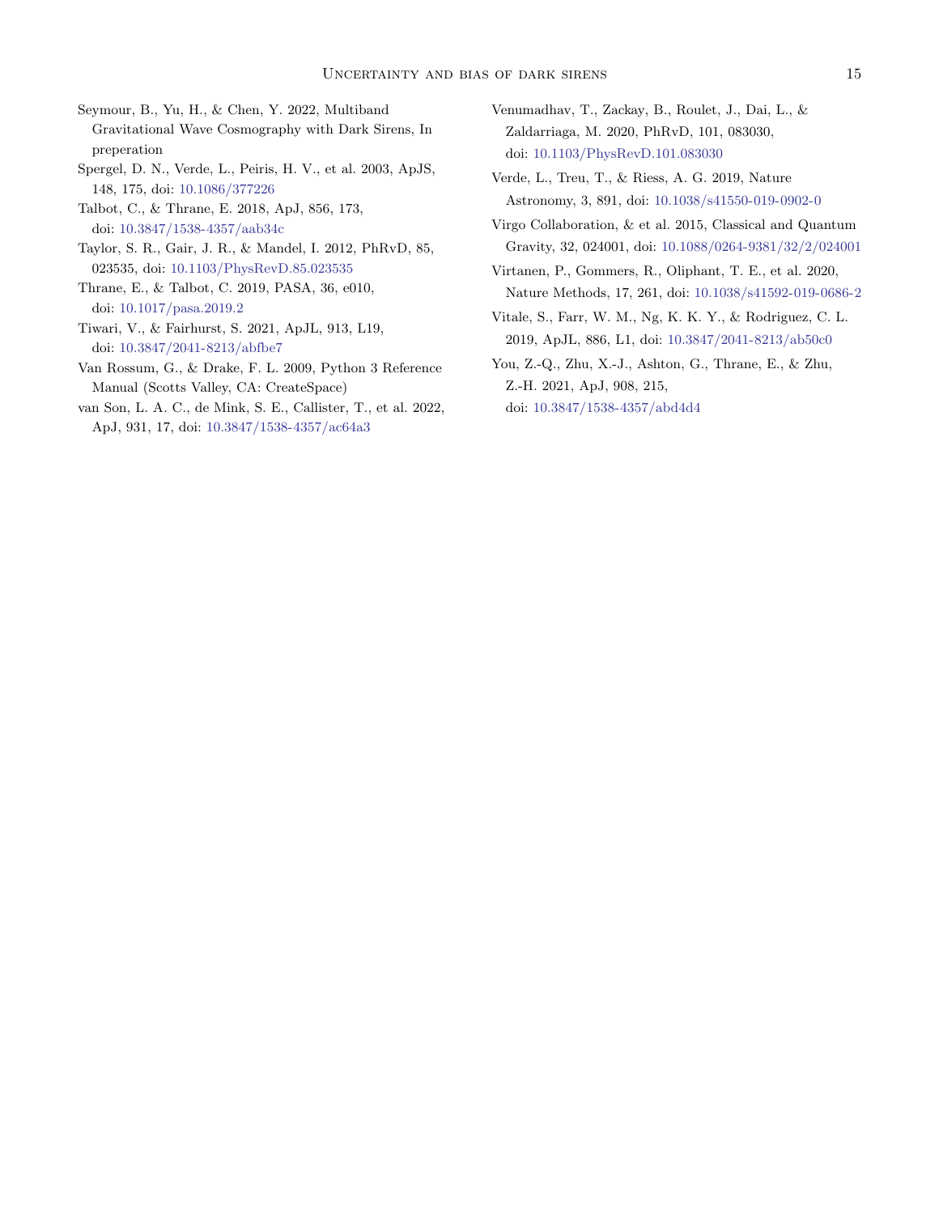Seymour, B., Yu, H., & Chen, Y. 2022, Multiband Gravitational Wave Cosmography with Dark Sirens, In preperation

Spergel, D. N., Verde, L., Peiris, H. V., et al. 2003, ApJS, 148, 175, doi: 10.1086/377226

Talbot, C., & Thrane, E. 2018, ApJ, 856, 173, doi: 10.3847/1538-4357/aab34c

Taylor, S. R., Gair, J. R., & Mandel, I. 2012, PhRvD, 85, 023535, doi: 10.1103/PhysRevD.85.023535

Thrane, E., & Talbot, C. 2019, PASA, 36, e010, doi: 10.1017/pasa.2019.2

Tiwari, V., & Fairhurst, S. 2021, ApJL, 913, L19, doi: 10.3847/2041-8213/abfbe7

Van Rossum, G., & Drake, F. L. 2009, Python 3 Reference Manual (Scotts Valley, CA: CreateSpace)

van Son, L. A. C., de Mink, S. E., Callister, T., et al. 2022, ApJ, 931, 17, doi: 10.3847/1538-4357/ac64a3

Venumadhav, T., Zackay, B., Roulet, J., Dai, L., & Zaldarriaga, M. 2020, PhRvD, 101, 083030, doi: 10.1103/PhysRevD.101.083030

Verde, L., Treu, T., & Riess, A. G. 2019, Nature Astronomy, 3, 891, doi: 10.1038/s41550-019-0902-0

Virgo Collaboration, & et al. 2015, Classical and Quantum Gravity, 32, 024001, doi: 10.1088/0264-9381/32/2/024001

Virtanen, P., Gommers, R., Oliphant, T. E., et al. 2020, Nature Methods, 17, 261, doi: 10.1038/s41592-019-0686-2

Vitale, S., Farr, W. M., Ng, K. K. Y., & Rodriguez, C. L. 2019, ApJL, 886, L1, doi: 10.3847/2041-8213/ab50c0

You, Z.-Q., Zhu, X.-J., Ashton, G., Thrane, E., & Zhu, Z.-H. 2021, ApJ, 908, 215, doi: 10.3847/1538-4357/abd4d4